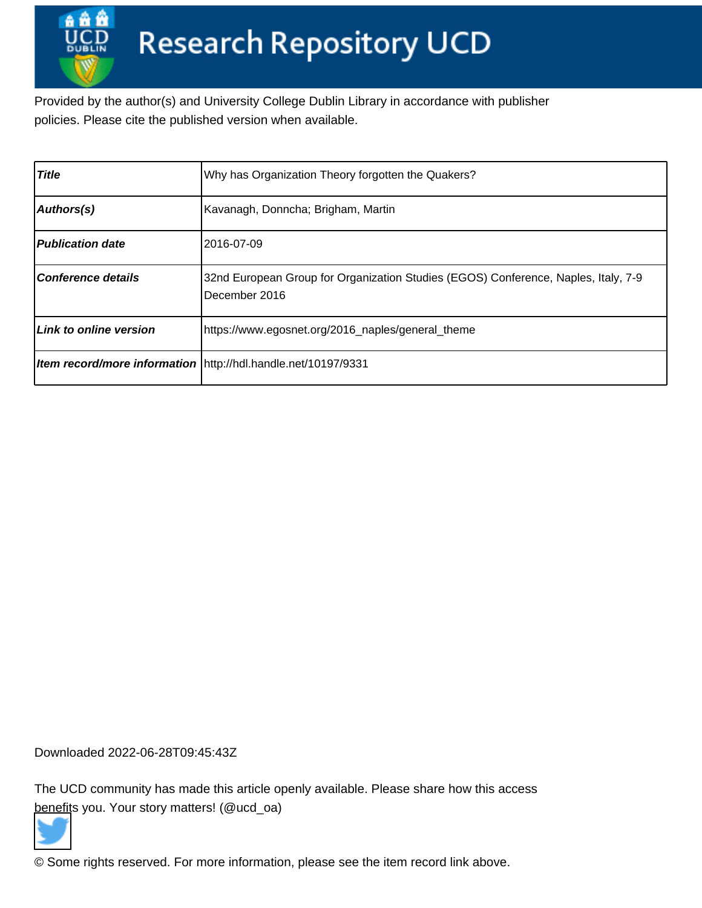# Research Repository UCD

Provided by the author(s) and University College Dublin Library in accordance with publisher policies. Please cite the published version when available.

| | |
|---|---|
| ***Title*** | Why has Organization Theory forgotten the Quakers? |
| ***Authors(s)*** | Kavanagh, Donncha; Brigham, Martin |
| ***Publication date*** | 2016-07-09 |
| ***Conference details*** | 32nd European Group for Organization Studies (EGOS) Conference, Naples, Italy, 7-9 December 2016 |
| ***Link to online version*** | https://www.egosnet.org/2016_naples/general_theme |
| ***Item record/more information*** | http://hdl.handle.net/10197/9331 |

Downloaded 2022-06-28T09:45:43Z

The UCD community has made this article openly available. Please share how this access benefits you. Your story matters! (@ucd_oa)

© Some rights reserved. For more information, please see the item record link above.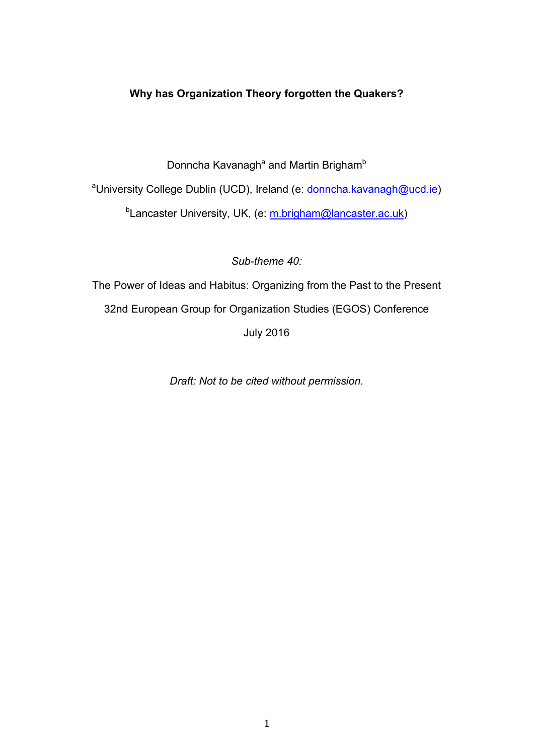**Why has Organization Theory forgotten the Quakers?**

Donncha Kavanagh[a] and Martin Brigham[b]

[a]University College Dublin (UCD), Ireland (e: donncha.kavanagh@ucd.ie)

[b]Lancaster University, UK, (e: m.brigham@lancaster.ac.uk)

*Sub-theme 40:*

The Power of Ideas and Habitus: Organizing from the Past to the Present

32nd European Group for Organization Studies (EGOS) Conference

July 2016

*Draft: Not to be cited without permission.*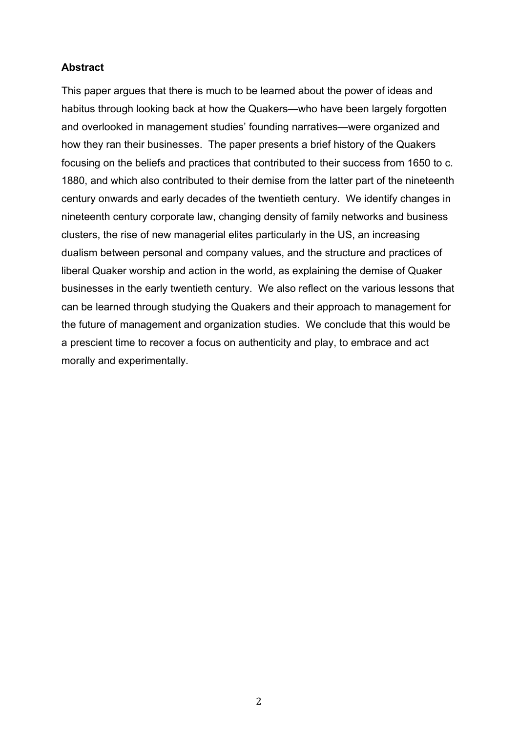## Abstract

This paper argues that there is much to be learned about the power of ideas and habitus through looking back at how the Quakers—who have been largely forgotten and overlooked in management studies' founding narratives—were organized and how they ran their businesses. The paper presents a brief history of the Quakers focusing on the beliefs and practices that contributed to their success from 1650 to c. 1880, and which also contributed to their demise from the latter part of the nineteenth century onwards and early decades of the twentieth century. We identify changes in nineteenth century corporate law, changing density of family networks and business clusters, the rise of new managerial elites particularly in the US, an increasing dualism between personal and company values, and the structure and practices of liberal Quaker worship and action in the world, as explaining the demise of Quaker businesses in the early twentieth century. We also reflect on the various lessons that can be learned through studying the Quakers and their approach to management for the future of management and organization studies. We conclude that this would be a prescient time to recover a focus on authenticity and play, to embrace and act morally and experimentally.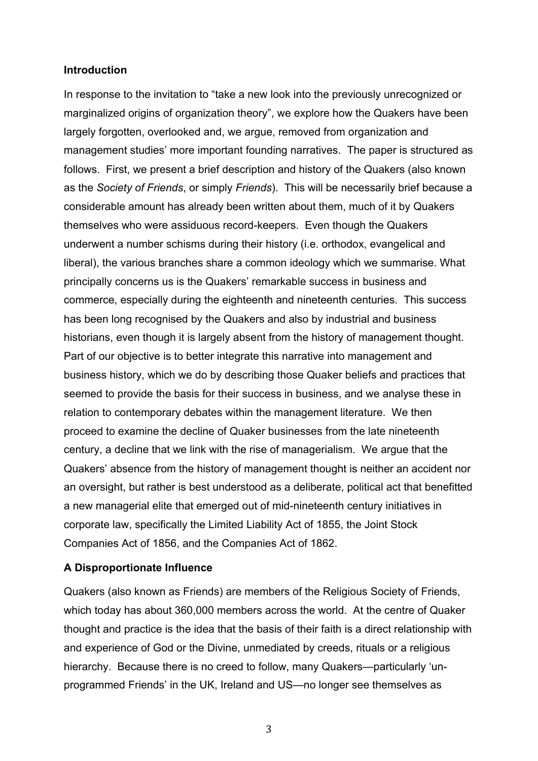## Introduction

In response to the invitation to "take a new look into the previously unrecognized or marginalized origins of organization theory", we explore how the Quakers have been largely forgotten, overlooked and, we argue, removed from organization and management studies' more important founding narratives. The paper is structured as follows. First, we present a brief description and history of the Quakers (also known as the *Society of Friends*, or simply *Friends*). This will be necessarily brief because a considerable amount has already been written about them, much of it by Quakers themselves who were assiduous record-keepers. Even though the Quakers underwent a number schisms during their history (i.e. orthodox, evangelical and liberal), the various branches share a common ideology which we summarise. What principally concerns us is the Quakers' remarkable success in business and commerce, especially during the eighteenth and nineteenth centuries. This success has been long recognised by the Quakers and also by industrial and business historians, even though it is largely absent from the history of management thought. Part of our objective is to better integrate this narrative into management and business history, which we do by describing those Quaker beliefs and practices that seemed to provide the basis for their success in business, and we analyse these in relation to contemporary debates within the management literature. We then proceed to examine the decline of Quaker businesses from the late nineteenth century, a decline that we link with the rise of managerialism. We argue that the Quakers' absence from the history of management thought is neither an accident nor an oversight, but rather is best understood as a deliberate, political act that benefitted a new managerial elite that emerged out of mid-nineteenth century initiatives in corporate law, specifically the Limited Liability Act of 1855, the Joint Stock Companies Act of 1856, and the Companies Act of 1862.

## A Disproportionate Influence

Quakers (also known as Friends) are members of the Religious Society of Friends, which today has about 360,000 members across the world. At the centre of Quaker thought and practice is the idea that the basis of their faith is a direct relationship with and experience of God or the Divine, unmediated by creeds, rituals or a religious hierarchy. Because there is no creed to follow, many Quakers—particularly 'un-programmed Friends' in the UK, Ireland and US—no longer see themselves as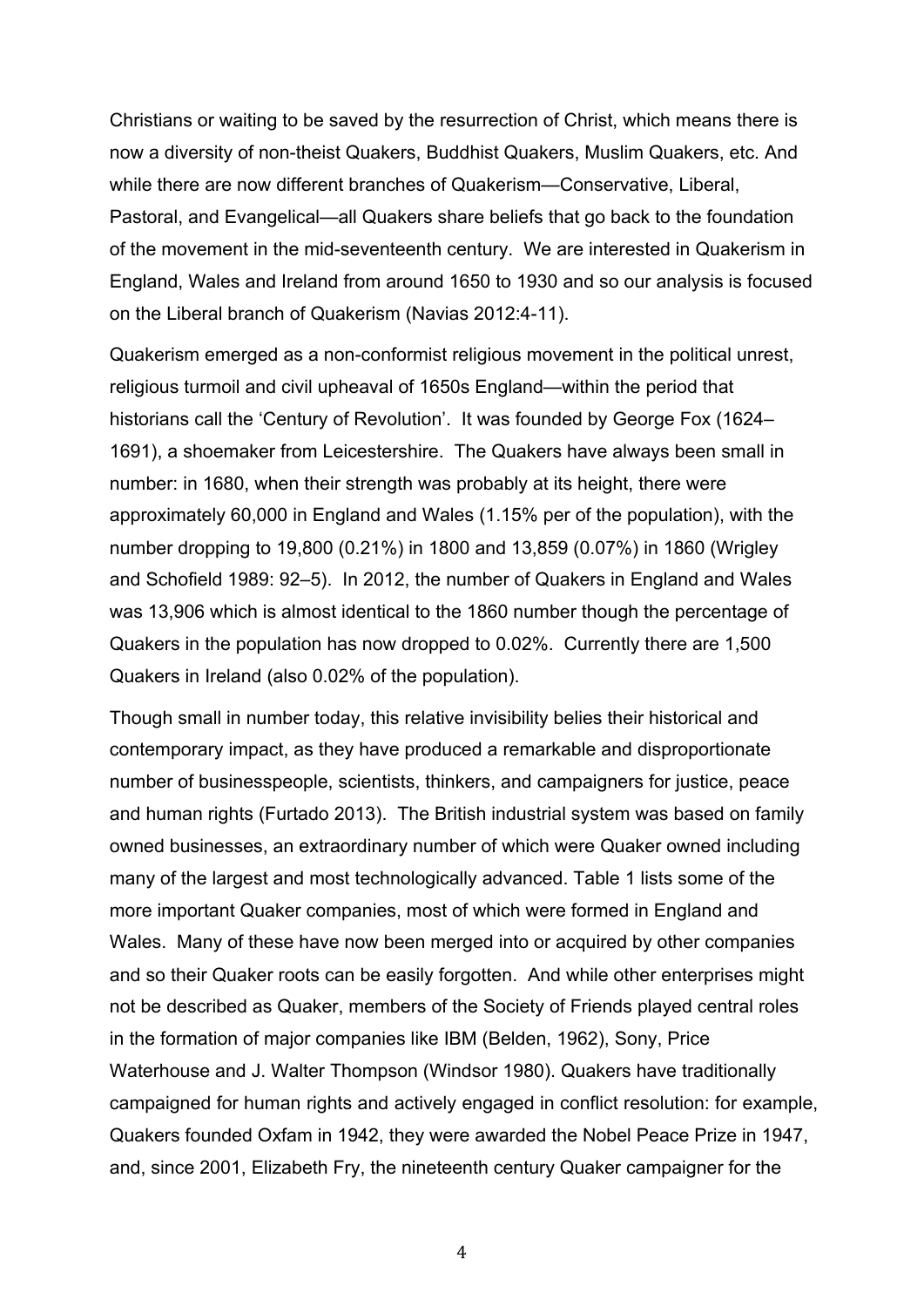Christians or waiting to be saved by the resurrection of Christ, which means there is now a diversity of non-theist Quakers, Buddhist Quakers, Muslim Quakers, etc. And while there are now different branches of Quakerism—Conservative, Liberal, Pastoral, and Evangelical—all Quakers share beliefs that go back to the foundation of the movement in the mid-seventeenth century. We are interested in Quakerism in England, Wales and Ireland from around 1650 to 1930 and so our analysis is focused on the Liberal branch of Quakerism (Navias 2012:4-11).

Quakerism emerged as a non-conformist religious movement in the political unrest, religious turmoil and civil upheaval of 1650s England—within the period that historians call the 'Century of Revolution'. It was founded by George Fox (1624–1691), a shoemaker from Leicestershire. The Quakers have always been small in number: in 1680, when their strength was probably at its height, there were approximately 60,000 in England and Wales (1.15% per of the population), with the number dropping to 19,800 (0.21%) in 1800 and 13,859 (0.07%) in 1860 (Wrigley and Schofield 1989: 92–5). In 2012, the number of Quakers in England and Wales was 13,906 which is almost identical to the 1860 number though the percentage of Quakers in the population has now dropped to 0.02%. Currently there are 1,500 Quakers in Ireland (also 0.02% of the population).

Though small in number today, this relative invisibility belies their historical and contemporary impact, as they have produced a remarkable and disproportionate number of businesspeople, scientists, thinkers, and campaigners for justice, peace and human rights (Furtado 2013). The British industrial system was based on family owned businesses, an extraordinary number of which were Quaker owned including many of the largest and most technologically advanced. Table 1 lists some of the more important Quaker companies, most of which were formed in England and Wales. Many of these have now been merged into or acquired by other companies and so their Quaker roots can be easily forgotten. And while other enterprises might not be described as Quaker, members of the Society of Friends played central roles in the formation of major companies like IBM (Belden, 1962), Sony, Price Waterhouse and J. Walter Thompson (Windsor 1980). Quakers have traditionally campaigned for human rights and actively engaged in conflict resolution: for example, Quakers founded Oxfam in 1942, they were awarded the Nobel Peace Prize in 1947, and, since 2001, Elizabeth Fry, the nineteenth century Quaker campaigner for the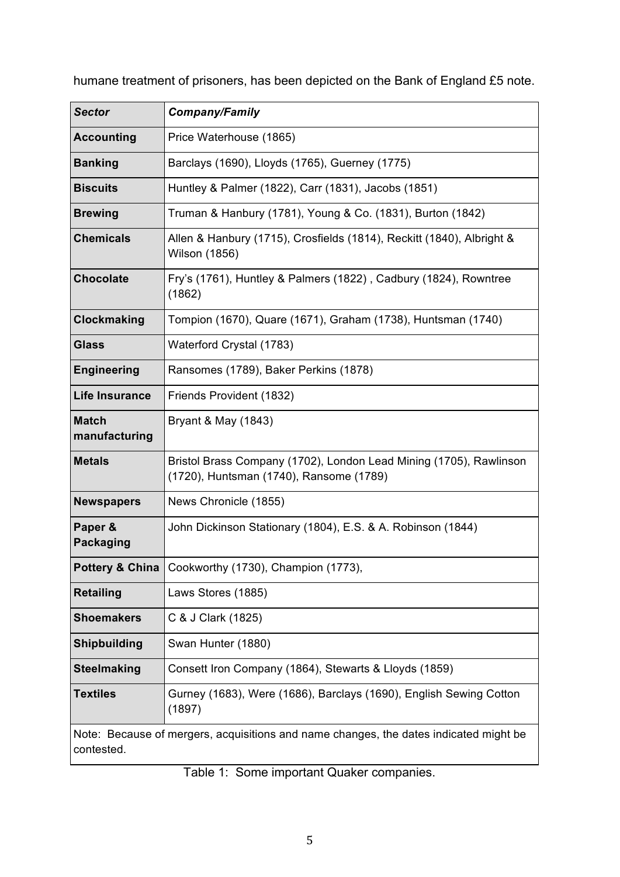humane treatment of prisoners, has been depicted on the Bank of England £5 note.

| ***Sector*** | ***Company/Family*** |
|---|---|
| **Accounting** | Price Waterhouse (1865) |
| **Banking** | Barclays (1690), Lloyds (1765), Guerney (1775) |
| **Biscuits** | Huntley & Palmer (1822), Carr (1831), Jacobs (1851) |
| **Brewing** | Truman & Hanbury (1781), Young & Co. (1831), Burton (1842) |
| **Chemicals** | Allen & Hanbury (1715), Crosfields (1814), Reckitt (1840), Albright & Wilson (1856) |
| **Chocolate** | Fry's (1761), Huntley & Palmers (1822) , Cadbury (1824), Rowntree (1862) |
| **Clockmaking** | Tompion (1670), Quare (1671), Graham (1738), Huntsman (1740) |
| **Glass** | Waterford Crystal (1783) |
| **Engineering** | Ransomes (1789), Baker Perkins (1878) |
| **Life Insurance** | Friends Provident (1832) |
| **Match manufacturing** | Bryant & May (1843) |
| **Metals** | Bristol Brass Company (1702), London Lead Mining (1705), Rawlinson (1720), Huntsman (1740), Ransome (1789) |
| **Newspapers** | News Chronicle (1855) |
| **Paper & Packaging** | John Dickinson Stationary (1804), E.S. & A. Robinson (1844) |
| **Pottery & China** | Cookworthy (1730), Champion (1773), |
| **Retailing** | Laws Stores (1885) |
| **Shoemakers** | C & J Clark (1825) |
| **Shipbuilding** | Swan Hunter (1880) |
| **Steelmaking** | Consett Iron Company (1864), Stewarts & Lloyds (1859) |
| **Textiles** | Gurney (1683), Were (1686), Barclays (1690), English Sewing Cotton (1897) |

Note: Because of mergers, acquisitions and name changes, the dates indicated might be contested.

Table 1: Some important Quaker companies.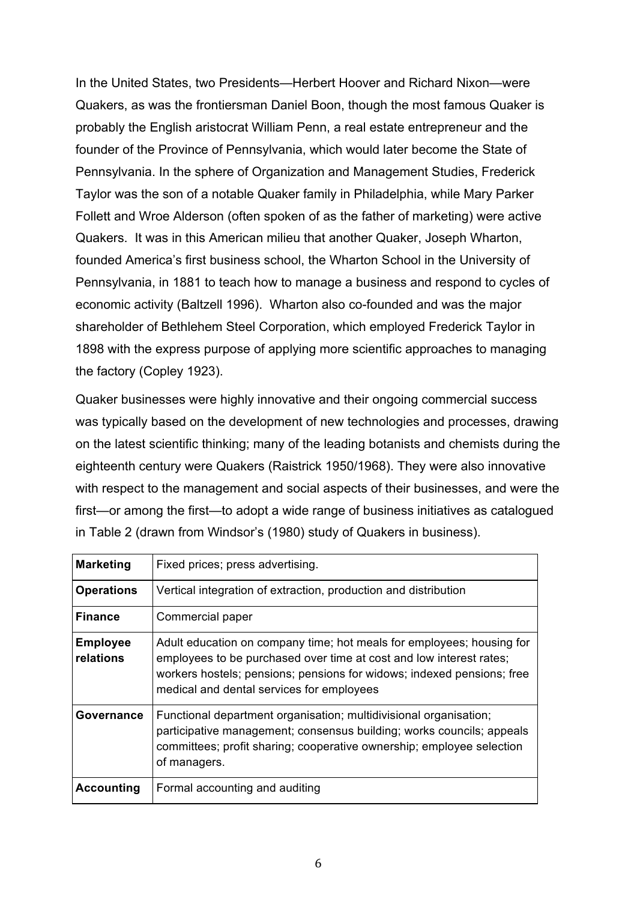In the United States, two Presidents—Herbert Hoover and Richard Nixon—were Quakers, as was the frontiersman Daniel Boon, though the most famous Quaker is probably the English aristocrat William Penn, a real estate entrepreneur and the founder of the Province of Pennsylvania, which would later become the State of Pennsylvania. In the sphere of Organization and Management Studies, Frederick Taylor was the son of a notable Quaker family in Philadelphia, while Mary Parker Follett and Wroe Alderson (often spoken of as the father of marketing) were active Quakers. It was in this American milieu that another Quaker, Joseph Wharton, founded America's first business school, the Wharton School in the University of Pennsylvania, in 1881 to teach how to manage a business and respond to cycles of economic activity (Baltzell 1996). Wharton also co-founded and was the major shareholder of Bethlehem Steel Corporation, which employed Frederick Taylor in 1898 with the express purpose of applying more scientific approaches to managing the factory (Copley 1923).

Quaker businesses were highly innovative and their ongoing commercial success was typically based on the development of new technologies and processes, drawing on the latest scientific thinking; many of the leading botanists and chemists during the eighteenth century were Quakers (Raistrick 1950/1968). They were also innovative with respect to the management and social aspects of their businesses, and were the first—or among the first—to adopt a wide range of business initiatives as catalogued in Table 2 (drawn from Windsor's (1980) study of Quakers in business).

| | |
|---|---|
| **Marketing** | Fixed prices; press advertising. |
| **Operations** | Vertical integration of extraction, production and distribution |
| **Finance** | Commercial paper |
| **Employee relations** | Adult education on company time; hot meals for employees; housing for employees to be purchased over time at cost and low interest rates; workers hostels; pensions; pensions for widows; indexed pensions; free medical and dental services for employees |
| **Governance** | Functional department organisation; multidivisional organisation; participative management; consensus building; works councils; appeals committees; profit sharing; cooperative ownership; employee selection of managers. |
| **Accounting** | Formal accounting and auditing |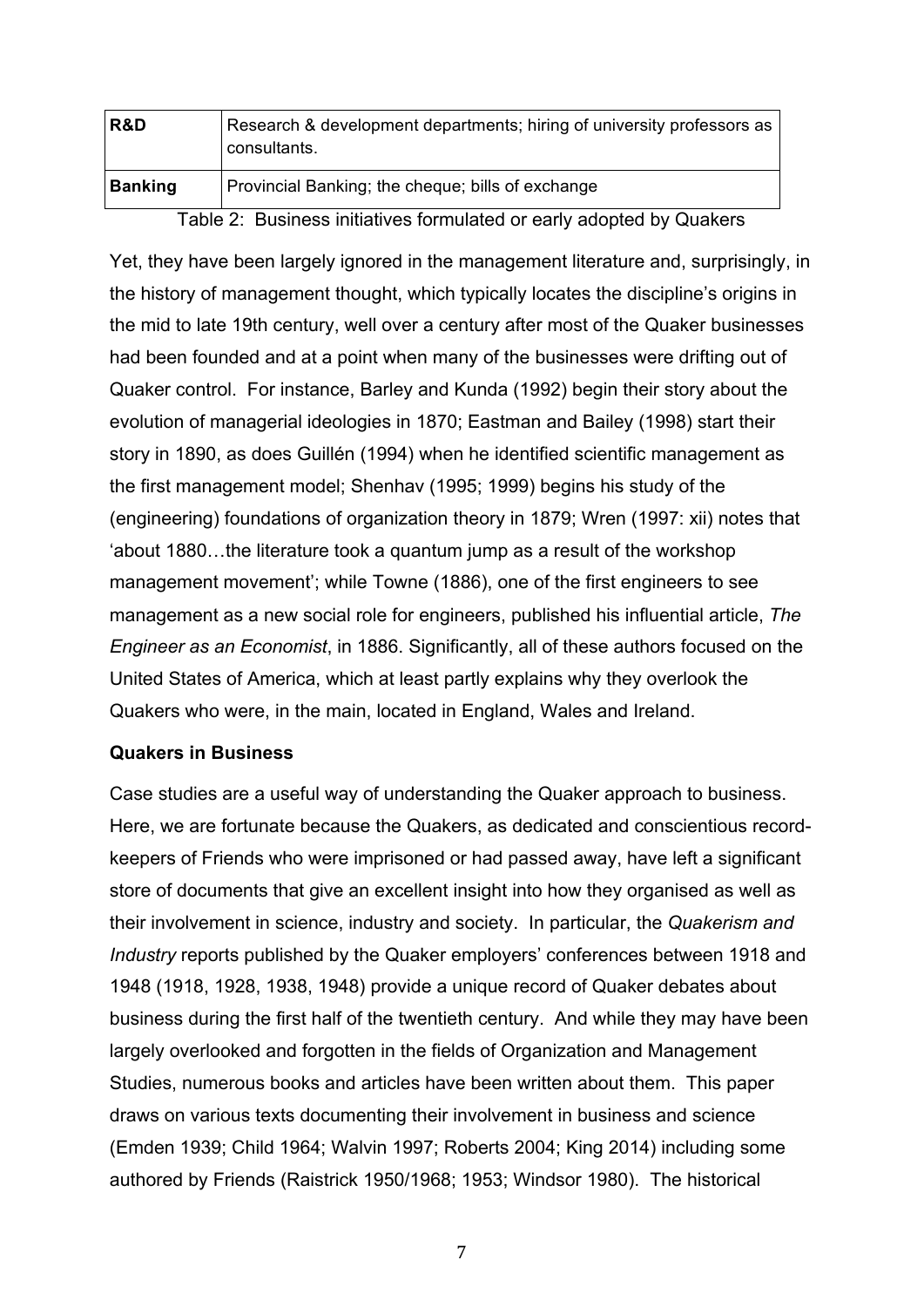| **R&D** | Research & development departments; hiring of university professors as consultants. |
| --- | --- |
| **Banking** | Provincial Banking; the cheque; bills of exchange |

Table 2: Business initiatives formulated or early adopted by Quakers

Yet, they have been largely ignored in the management literature and, surprisingly, in the history of management thought, which typically locates the discipline's origins in the mid to late 19th century, well over a century after most of the Quaker businesses had been founded and at a point when many of the businesses were drifting out of Quaker control. For instance, Barley and Kunda (1992) begin their story about the evolution of managerial ideologies in 1870; Eastman and Bailey (1998) start their story in 1890, as does Guillén (1994) when he identified scientific management as the first management model; Shenhav (1995; 1999) begins his study of the (engineering) foundations of organization theory in 1879; Wren (1997: xii) notes that 'about 1880…the literature took a quantum jump as a result of the workshop management movement'; while Towne (1886), one of the first engineers to see management as a new social role for engineers, published his influential article, *The Engineer as an Economist*, in 1886. Significantly, all of these authors focused on the United States of America, which at least partly explains why they overlook the Quakers who were, in the main, located in England, Wales and Ireland.

**Quakers in Business**

Case studies are a useful way of understanding the Quaker approach to business. Here, we are fortunate because the Quakers, as dedicated and conscientious record-keepers of Friends who were imprisoned or had passed away, have left a significant store of documents that give an excellent insight into how they organised as well as their involvement in science, industry and society. In particular, the *Quakerism and Industry* reports published by the Quaker employers' conferences between 1918 and 1948 (1918, 1928, 1938, 1948) provide a unique record of Quaker debates about business during the first half of the twentieth century. And while they may have been largely overlooked and forgotten in the fields of Organization and Management Studies, numerous books and articles have been written about them. This paper draws on various texts documenting their involvement in business and science (Emden 1939; Child 1964; Walvin 1997; Roberts 2004; King 2014) including some authored by Friends (Raistrick 1950/1968; 1953; Windsor 1980). The historical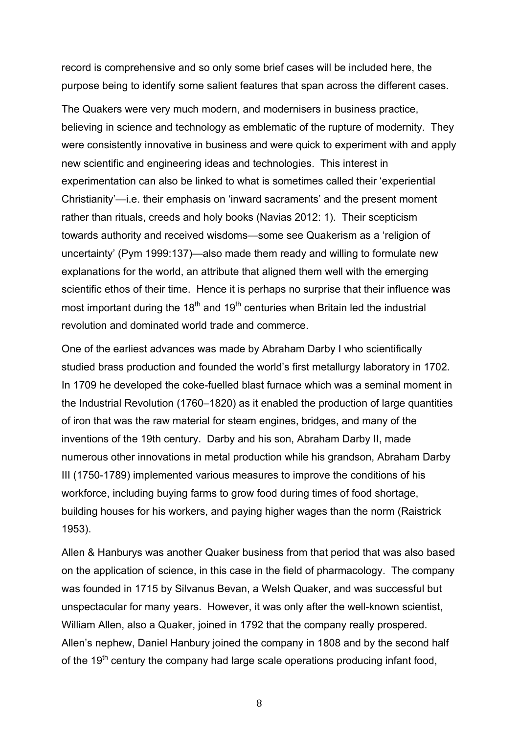record is comprehensive and so only some brief cases will be included here, the purpose being to identify some salient features that span across the different cases.

The Quakers were very much modern, and modernisers in business practice, believing in science and technology as emblematic of the rupture of modernity. They were consistently innovative in business and were quick to experiment with and apply new scientific and engineering ideas and technologies. This interest in experimentation can also be linked to what is sometimes called their 'experiential Christianity'—i.e. their emphasis on 'inward sacraments' and the present moment rather than rituals, creeds and holy books (Navias 2012: 1). Their scepticism towards authority and received wisdoms—some see Quakerism as a 'religion of uncertainty' (Pym 1999:137)—also made them ready and willing to formulate new explanations for the world, an attribute that aligned them well with the emerging scientific ethos of their time. Hence it is perhaps no surprise that their influence was most important during the 18th and 19th centuries when Britain led the industrial revolution and dominated world trade and commerce.

One of the earliest advances was made by Abraham Darby I who scientifically studied brass production and founded the world's first metallurgy laboratory in 1702. In 1709 he developed the coke-fuelled blast furnace which was a seminal moment in the Industrial Revolution (1760–1820) as it enabled the production of large quantities of iron that was the raw material for steam engines, bridges, and many of the inventions of the 19th century. Darby and his son, Abraham Darby II, made numerous other innovations in metal production while his grandson, Abraham Darby III (1750-1789) implemented various measures to improve the conditions of his workforce, including buying farms to grow food during times of food shortage, building houses for his workers, and paying higher wages than the norm (Raistrick 1953).

Allen & Hanburys was another Quaker business from that period that was also based on the application of science, in this case in the field of pharmacology. The company was founded in 1715 by Silvanus Bevan, a Welsh Quaker, and was successful but unspectacular for many years. However, it was only after the well-known scientist, William Allen, also a Quaker, joined in 1792 that the company really prospered. Allen's nephew, Daniel Hanbury joined the company in 1808 and by the second half of the 19th century the company had large scale operations producing infant food,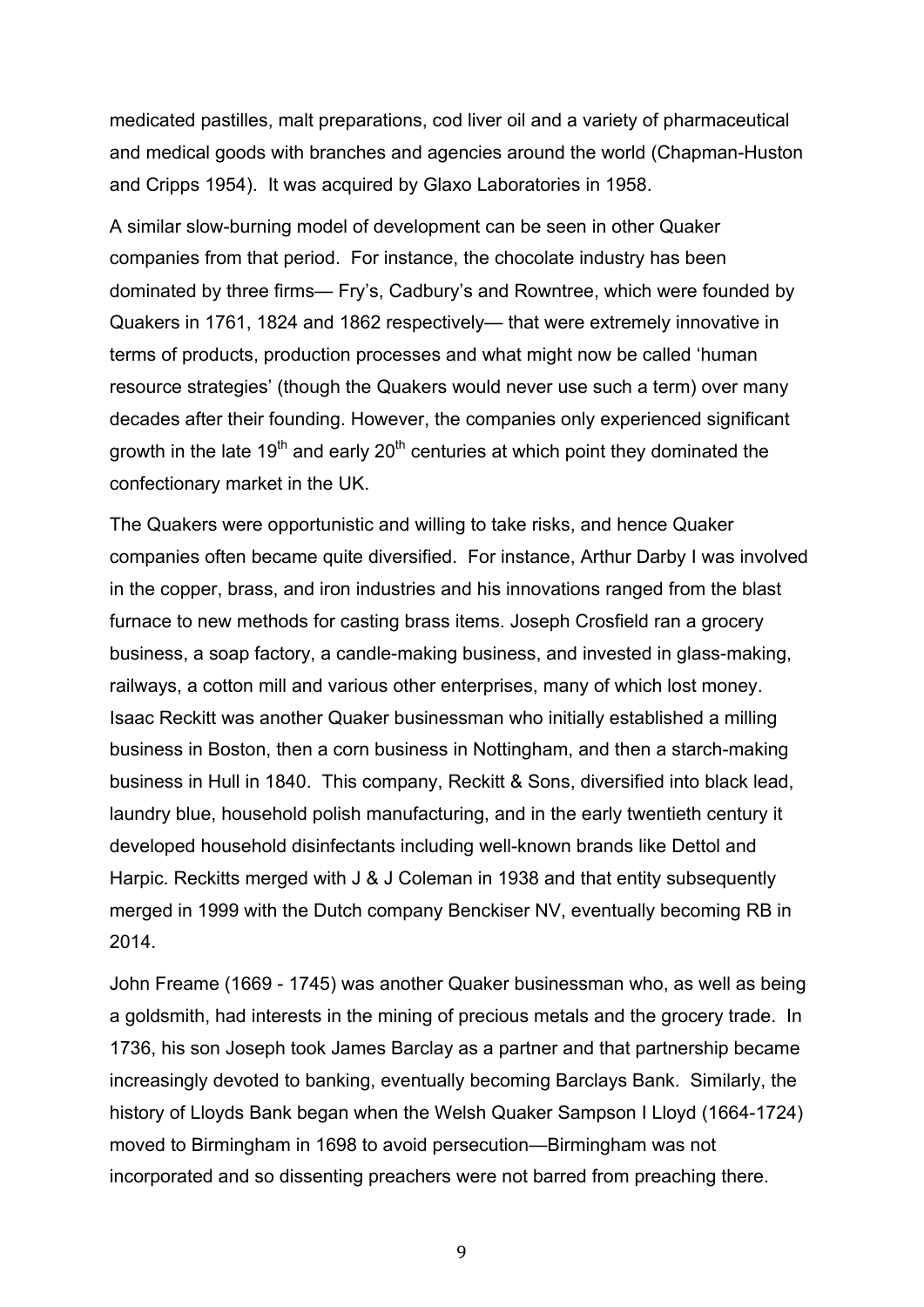medicated pastilles, malt preparations, cod liver oil and a variety of pharmaceutical and medical goods with branches and agencies around the world (Chapman-Huston and Cripps 1954). It was acquired by Glaxo Laboratories in 1958.

A similar slow-burning model of development can be seen in other Quaker companies from that period. For instance, the chocolate industry has been dominated by three firms— Fry's, Cadbury's and Rowntree, which were founded by Quakers in 1761, 1824 and 1862 respectively— that were extremely innovative in terms of products, production processes and what might now be called 'human resource strategies' (though the Quakers would never use such a term) over many decades after their founding. However, the companies only experienced significant growth in the late 19th and early 20th centuries at which point they dominated the confectionary market in the UK.

The Quakers were opportunistic and willing to take risks, and hence Quaker companies often became quite diversified. For instance, Arthur Darby I was involved in the copper, brass, and iron industries and his innovations ranged from the blast furnace to new methods for casting brass items. Joseph Crosfield ran a grocery business, a soap factory, a candle-making business, and invested in glass-making, railways, a cotton mill and various other enterprises, many of which lost money. Isaac Reckitt was another Quaker businessman who initially established a milling business in Boston, then a corn business in Nottingham, and then a starch-making business in Hull in 1840. This company, Reckitt & Sons, diversified into black lead, laundry blue, household polish manufacturing, and in the early twentieth century it developed household disinfectants including well-known brands like Dettol and Harpic. Reckitts merged with J & J Coleman in 1938 and that entity subsequently merged in 1999 with the Dutch company Benckiser NV, eventually becoming RB in 2014.

John Freame (1669 - 1745) was another Quaker businessman who, as well as being a goldsmith, had interests in the mining of precious metals and the grocery trade. In 1736, his son Joseph took James Barclay as a partner and that partnership became increasingly devoted to banking, eventually becoming Barclays Bank. Similarly, the history of Lloyds Bank began when the Welsh Quaker Sampson I Lloyd (1664-1724) moved to Birmingham in 1698 to avoid persecution—Birmingham was not incorporated and so dissenting preachers were not barred from preaching there.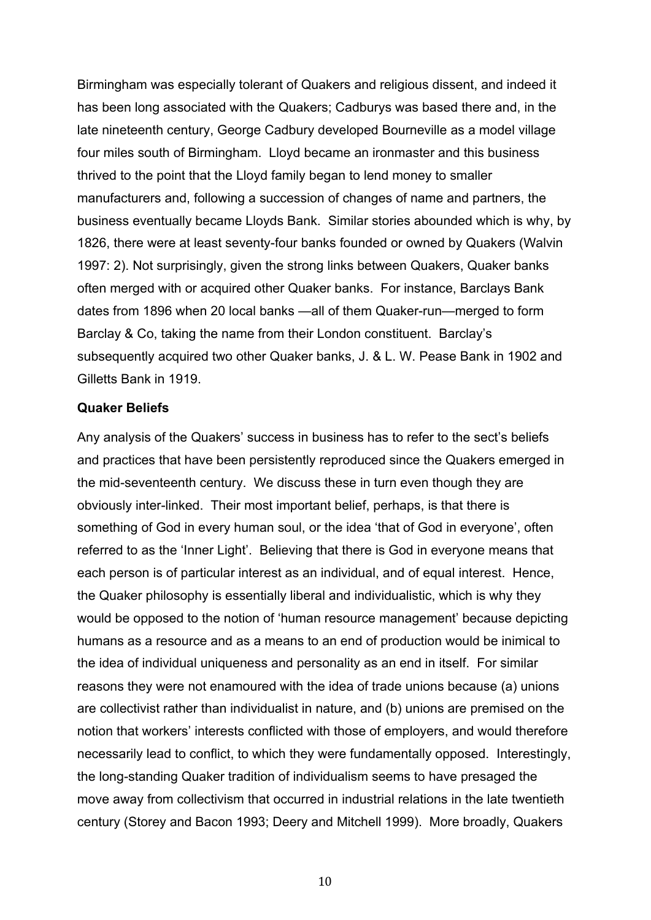Birmingham was especially tolerant of Quakers and religious dissent, and indeed it has been long associated with the Quakers; Cadburys was based there and, in the late nineteenth century, George Cadbury developed Bourneville as a model village four miles south of Birmingham. Lloyd became an ironmaster and this business thrived to the point that the Lloyd family began to lend money to smaller manufacturers and, following a succession of changes of name and partners, the business eventually became Lloyds Bank. Similar stories abounded which is why, by 1826, there were at least seventy-four banks founded or owned by Quakers (Walvin 1997: 2). Not surprisingly, given the strong links between Quakers, Quaker banks often merged with or acquired other Quaker banks. For instance, Barclays Bank dates from 1896 when 20 local banks —all of them Quaker-run—merged to form Barclay & Co, taking the name from their London constituent. Barclay's subsequently acquired two other Quaker banks, J. & L. W. Pease Bank in 1902 and Gilletts Bank in 1919.

**Quaker Beliefs**

Any analysis of the Quakers' success in business has to refer to the sect's beliefs and practices that have been persistently reproduced since the Quakers emerged in the mid-seventeenth century. We discuss these in turn even though they are obviously inter-linked. Their most important belief, perhaps, is that there is something of God in every human soul, or the idea 'that of God in everyone', often referred to as the 'Inner Light'. Believing that there is God in everyone means that each person is of particular interest as an individual, and of equal interest. Hence, the Quaker philosophy is essentially liberal and individualistic, which is why they would be opposed to the notion of 'human resource management' because depicting humans as a resource and as a means to an end of production would be inimical to the idea of individual uniqueness and personality as an end in itself. For similar reasons they were not enamoured with the idea of trade unions because (a) unions are collectivist rather than individualist in nature, and (b) unions are premised on the notion that workers' interests conflicted with those of employers, and would therefore necessarily lead to conflict, to which they were fundamentally opposed. Interestingly, the long-standing Quaker tradition of individualism seems to have presaged the move away from collectivism that occurred in industrial relations in the late twentieth century (Storey and Bacon 1993; Deery and Mitchell 1999). More broadly, Quakers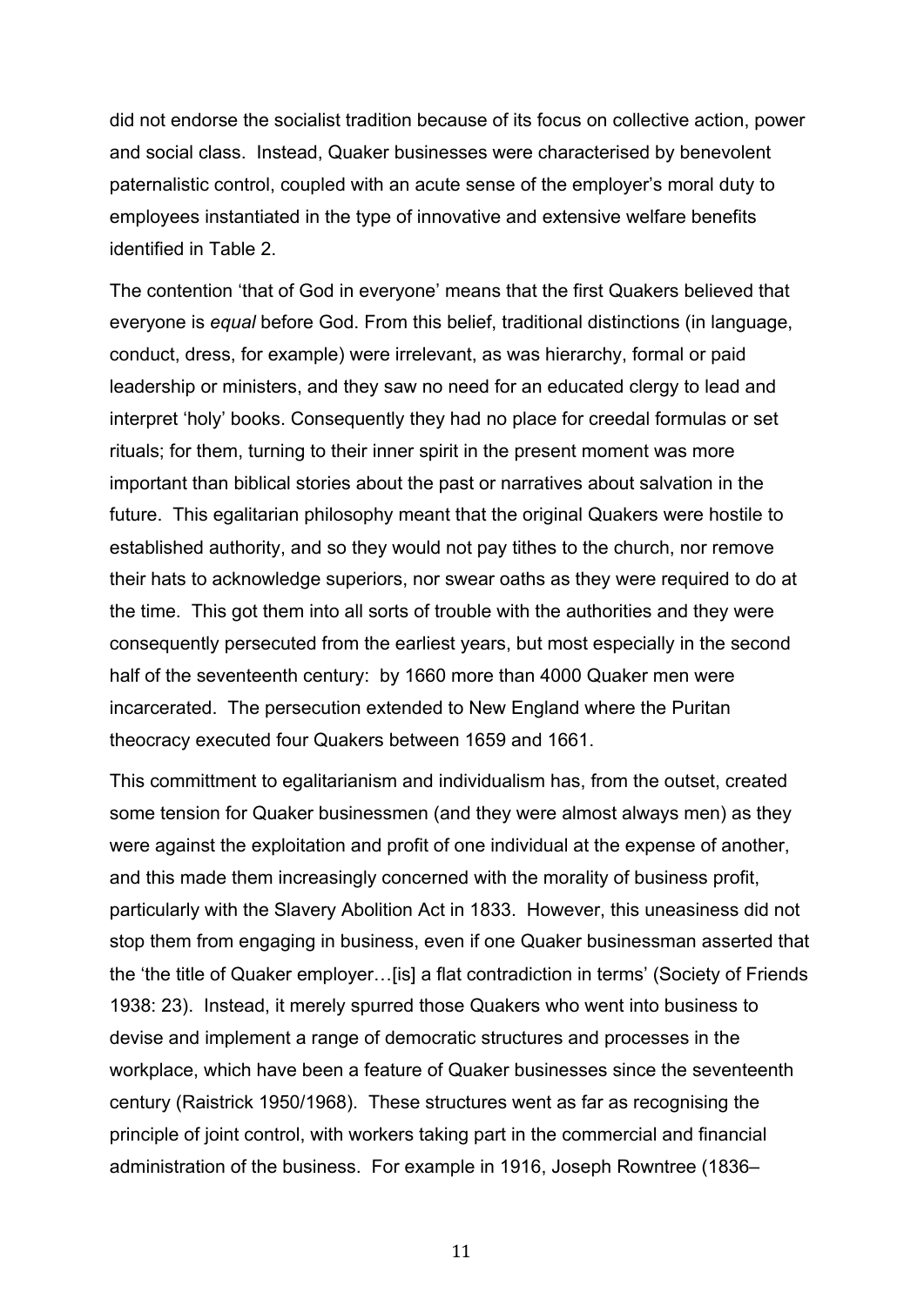did not endorse the socialist tradition because of its focus on collective action, power and social class. Instead, Quaker businesses were characterised by benevolent paternalistic control, coupled with an acute sense of the employer's moral duty to employees instantiated in the type of innovative and extensive welfare benefits identified in Table 2.

The contention 'that of God in everyone' means that the first Quakers believed that everyone is *equal* before God. From this belief, traditional distinctions (in language, conduct, dress, for example) were irrelevant, as was hierarchy, formal or paid leadership or ministers, and they saw no need for an educated clergy to lead and interpret 'holy' books. Consequently they had no place for creedal formulas or set rituals; for them, turning to their inner spirit in the present moment was more important than biblical stories about the past or narratives about salvation in the future. This egalitarian philosophy meant that the original Quakers were hostile to established authority, and so they would not pay tithes to the church, nor remove their hats to acknowledge superiors, nor swear oaths as they were required to do at the time. This got them into all sorts of trouble with the authorities and they were consequently persecuted from the earliest years, but most especially in the second half of the seventeenth century: by 1660 more than 4000 Quaker men were incarcerated. The persecution extended to New England where the Puritan theocracy executed four Quakers between 1659 and 1661.

This committment to egalitarianism and individualism has, from the outset, created some tension for Quaker businessmen (and they were almost always men) as they were against the exploitation and profit of one individual at the expense of another, and this made them increasingly concerned with the morality of business profit, particularly with the Slavery Abolition Act in 1833. However, this uneasiness did not stop them from engaging in business, even if one Quaker businessman asserted that the 'the title of Quaker employer…[is] a flat contradiction in terms' (Society of Friends 1938: 23). Instead, it merely spurred those Quakers who went into business to devise and implement a range of democratic structures and processes in the workplace, which have been a feature of Quaker businesses since the seventeenth century (Raistrick 1950/1968). These structures went as far as recognising the principle of joint control, with workers taking part in the commercial and financial administration of the business. For example in 1916, Joseph Rowntree (1836–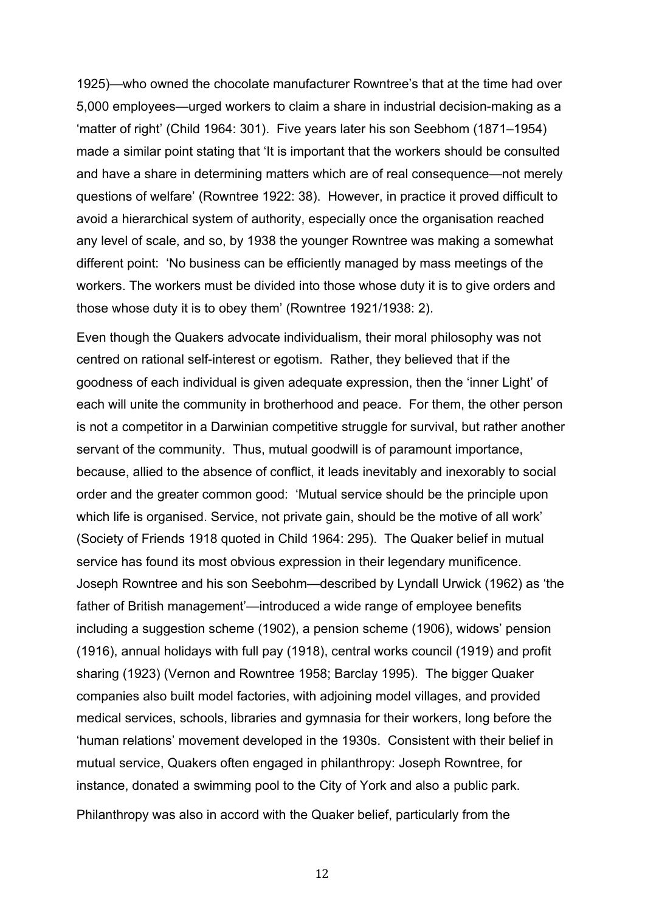1925)—who owned the chocolate manufacturer Rowntree's that at the time had over 5,000 employees—urged workers to claim a share in industrial decision-making as a 'matter of right' (Child 1964: 301). Five years later his son Seebhom (1871–1954) made a similar point stating that 'It is important that the workers should be consulted and have a share in determining matters which are of real consequence—not merely questions of welfare' (Rowntree 1922: 38). However, in practice it proved difficult to avoid a hierarchical system of authority, especially once the organisation reached any level of scale, and so, by 1938 the younger Rowntree was making a somewhat different point: 'No business can be efficiently managed by mass meetings of the workers. The workers must be divided into those whose duty it is to give orders and those whose duty it is to obey them' (Rowntree 1921/1938: 2).

Even though the Quakers advocate individualism, their moral philosophy was not centred on rational self-interest or egotism. Rather, they believed that if the goodness of each individual is given adequate expression, then the 'inner Light' of each will unite the community in brotherhood and peace. For them, the other person is not a competitor in a Darwinian competitive struggle for survival, but rather another servant of the community. Thus, mutual goodwill is of paramount importance, because, allied to the absence of conflict, it leads inevitably and inexorably to social order and the greater common good: 'Mutual service should be the principle upon which life is organised. Service, not private gain, should be the motive of all work' (Society of Friends 1918 quoted in Child 1964: 295). The Quaker belief in mutual service has found its most obvious expression in their legendary munificence. Joseph Rowntree and his son Seebohm—described by Lyndall Urwick (1962) as 'the father of British management'—introduced a wide range of employee benefits including a suggestion scheme (1902), a pension scheme (1906), widows' pension (1916), annual holidays with full pay (1918), central works council (1919) and profit sharing (1923) (Vernon and Rowntree 1958; Barclay 1995). The bigger Quaker companies also built model factories, with adjoining model villages, and provided medical services, schools, libraries and gymnasia for their workers, long before the 'human relations' movement developed in the 1930s. Consistent with their belief in mutual service, Quakers often engaged in philanthropy: Joseph Rowntree, for instance, donated a swimming pool to the City of York and also a public park.

Philanthropy was also in accord with the Quaker belief, particularly from the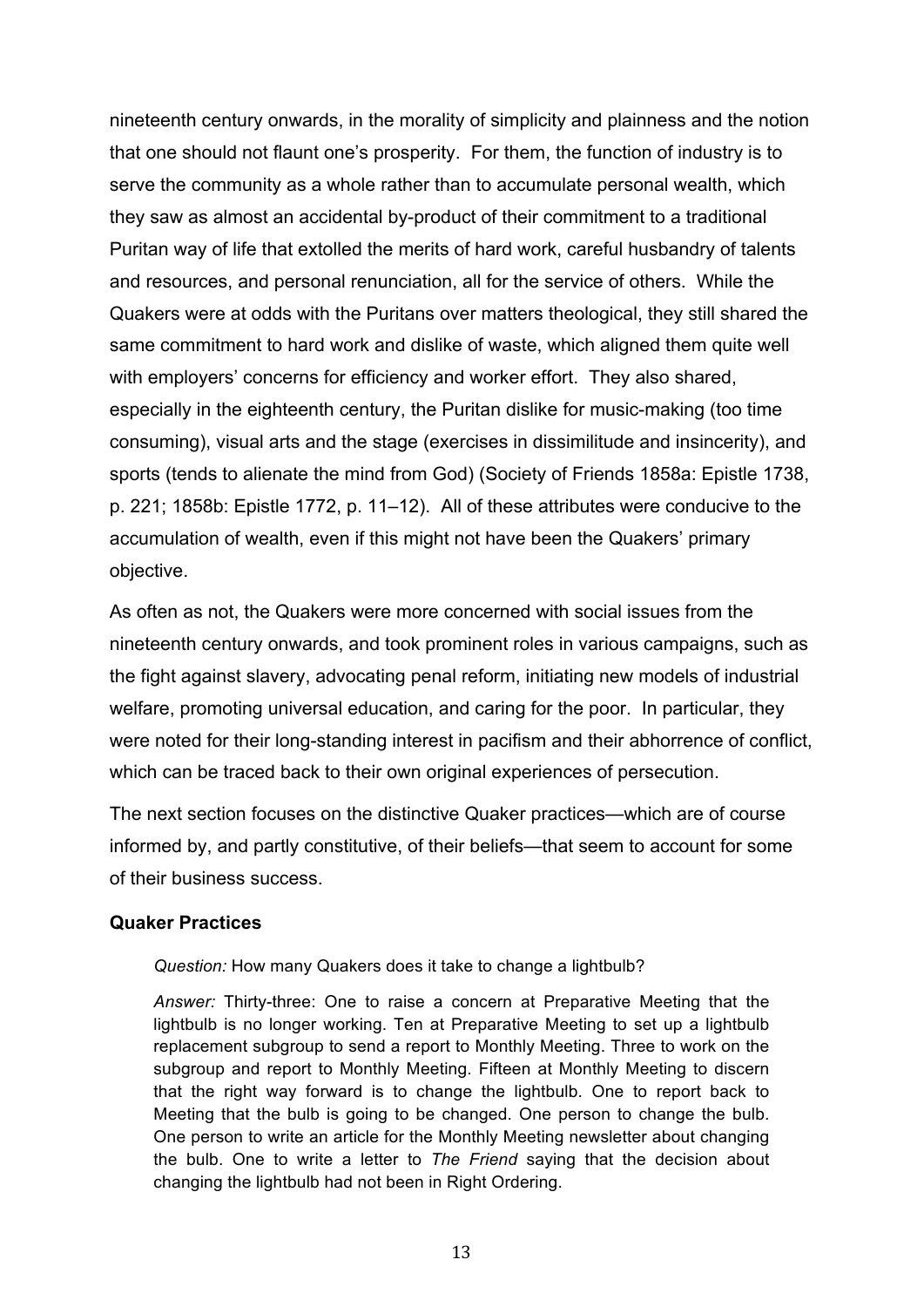nineteenth century onwards, in the morality of simplicity and plainness and the notion that one should not flaunt one's prosperity. For them, the function of industry is to serve the community as a whole rather than to accumulate personal wealth, which they saw as almost an accidental by-product of their commitment to a traditional Puritan way of life that extolled the merits of hard work, careful husbandry of talents and resources, and personal renunciation, all for the service of others. While the Quakers were at odds with the Puritans over matters theological, they still shared the same commitment to hard work and dislike of waste, which aligned them quite well with employers' concerns for efficiency and worker effort. They also shared, especially in the eighteenth century, the Puritan dislike for music-making (too time consuming), visual arts and the stage (exercises in dissimilitude and insincerity), and sports (tends to alienate the mind from God) (Society of Friends 1858a: Epistle 1738, p. 221; 1858b: Epistle 1772, p. 11–12). All of these attributes were conducive to the accumulation of wealth, even if this might not have been the Quakers' primary objective.

As often as not, the Quakers were more concerned with social issues from the nineteenth century onwards, and took prominent roles in various campaigns, such as the fight against slavery, advocating penal reform, initiating new models of industrial welfare, promoting universal education, and caring for the poor. In particular, they were noted for their long-standing interest in pacifism and their abhorrence of conflict, which can be traced back to their own original experiences of persecution.

The next section focuses on the distinctive Quaker practices—which are of course informed by, and partly constitutive, of their beliefs—that seem to account for some of their business success.

### Quaker Practices

> *Question:* How many Quakers does it take to change a lightbulb?
>
> *Answer:* Thirty-three: One to raise a concern at Preparative Meeting that the lightbulb is no longer working. Ten at Preparative Meeting to set up a lightbulb replacement subgroup to send a report to Monthly Meeting. Three to work on the subgroup and report to Monthly Meeting. Fifteen at Monthly Meeting to discern that the right way forward is to change the lightbulb. One to report back to Meeting that the bulb is going to be changed. One person to change the bulb. One person to write an article for the Monthly Meeting newsletter about changing the bulb. One to write a letter to *The Friend* saying that the decision about changing the lightbulb had not been in Right Ordering.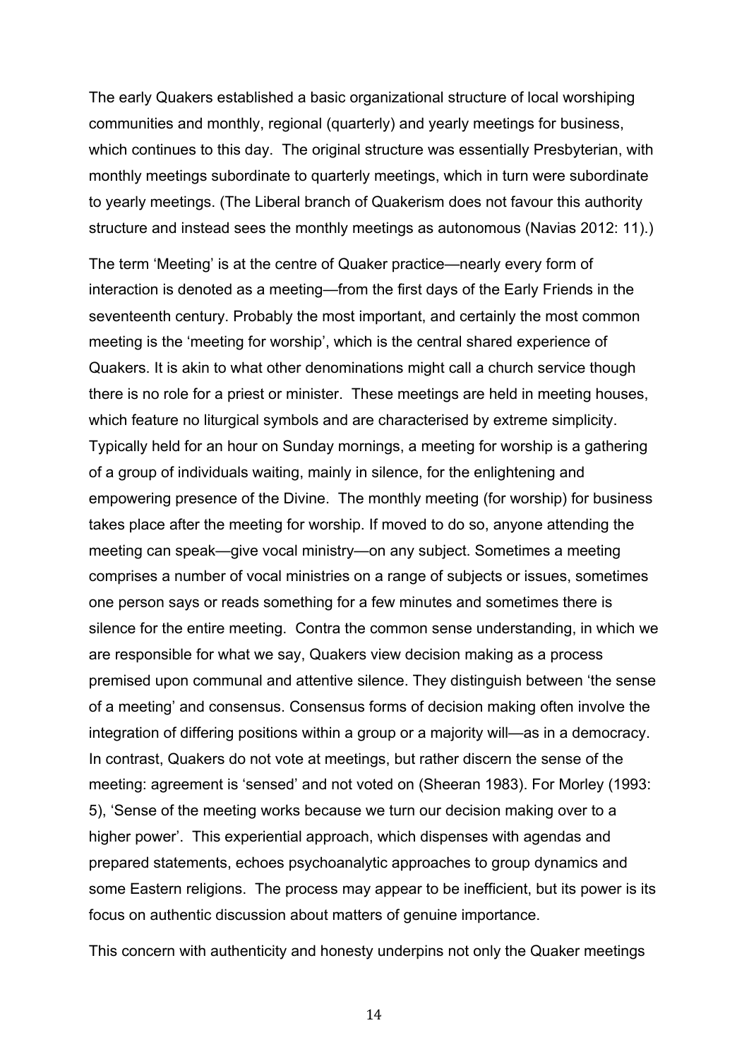The early Quakers established a basic organizational structure of local worshiping communities and monthly, regional (quarterly) and yearly meetings for business, which continues to this day. The original structure was essentially Presbyterian, with monthly meetings subordinate to quarterly meetings, which in turn were subordinate to yearly meetings. (The Liberal branch of Quakerism does not favour this authority structure and instead sees the monthly meetings as autonomous (Navias 2012: 11).)

The term 'Meeting' is at the centre of Quaker practice—nearly every form of interaction is denoted as a meeting—from the first days of the Early Friends in the seventeenth century. Probably the most important, and certainly the most common meeting is the 'meeting for worship', which is the central shared experience of Quakers. It is akin to what other denominations might call a church service though there is no role for a priest or minister. These meetings are held in meeting houses, which feature no liturgical symbols and are characterised by extreme simplicity. Typically held for an hour on Sunday mornings, a meeting for worship is a gathering of a group of individuals waiting, mainly in silence, for the enlightening and empowering presence of the Divine. The monthly meeting (for worship) for business takes place after the meeting for worship. If moved to do so, anyone attending the meeting can speak—give vocal ministry—on any subject. Sometimes a meeting comprises a number of vocal ministries on a range of subjects or issues, sometimes one person says or reads something for a few minutes and sometimes there is silence for the entire meeting. Contra the common sense understanding, in which we are responsible for what we say, Quakers view decision making as a process premised upon communal and attentive silence. They distinguish between 'the sense of a meeting' and consensus. Consensus forms of decision making often involve the integration of differing positions within a group or a majority will—as in a democracy. In contrast, Quakers do not vote at meetings, but rather discern the sense of the meeting: agreement is 'sensed' and not voted on (Sheeran 1983). For Morley (1993: 5), 'Sense of the meeting works because we turn our decision making over to a higher power'. This experiential approach, which dispenses with agendas and prepared statements, echoes psychoanalytic approaches to group dynamics and some Eastern religions. The process may appear to be inefficient, but its power is its focus on authentic discussion about matters of genuine importance.

This concern with authenticity and honesty underpins not only the Quaker meetings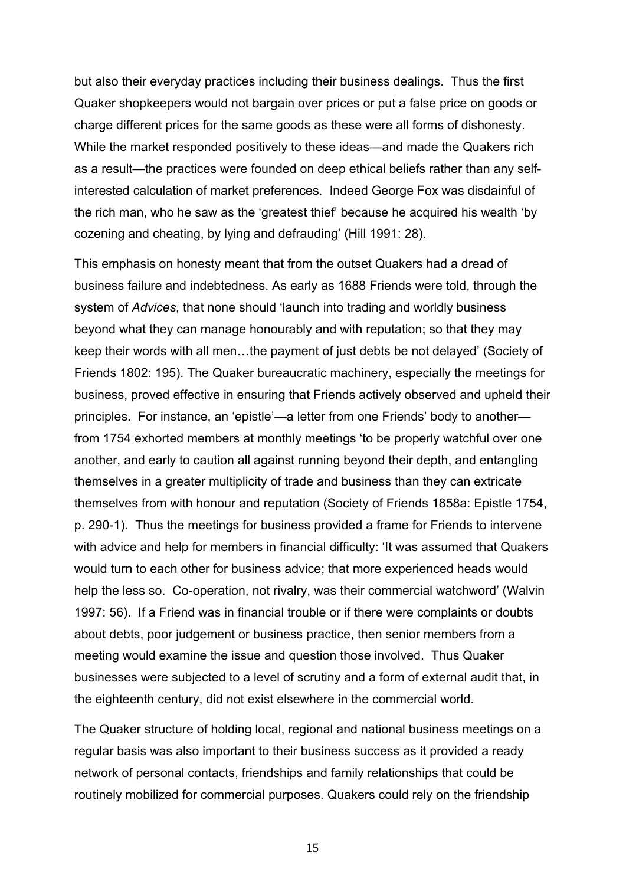but also their everyday practices including their business dealings. Thus the first Quaker shopkeepers would not bargain over prices or put a false price on goods or charge different prices for the same goods as these were all forms of dishonesty. While the market responded positively to these ideas—and made the Quakers rich as a result—the practices were founded on deep ethical beliefs rather than any self-interested calculation of market preferences. Indeed George Fox was disdainful of the rich man, who he saw as the 'greatest thief' because he acquired his wealth 'by cozening and cheating, by lying and defrauding' (Hill 1991: 28).

This emphasis on honesty meant that from the outset Quakers had a dread of business failure and indebtedness. As early as 1688 Friends were told, through the system of *Advices*, that none should 'launch into trading and worldly business beyond what they can manage honourably and with reputation; so that they may keep their words with all men…the payment of just debts be not delayed' (Society of Friends 1802: 195). The Quaker bureaucratic machinery, especially the meetings for business, proved effective in ensuring that Friends actively observed and upheld their principles. For instance, an 'epistle'—a letter from one Friends' body to another—from 1754 exhorted members at monthly meetings 'to be properly watchful over one another, and early to caution all against running beyond their depth, and entangling themselves in a greater multiplicity of trade and business than they can extricate themselves from with honour and reputation (Society of Friends 1858a: Epistle 1754, p. 290-1). Thus the meetings for business provided a frame for Friends to intervene with advice and help for members in financial difficulty: 'It was assumed that Quakers would turn to each other for business advice; that more experienced heads would help the less so. Co-operation, not rivalry, was their commercial watchword' (Walvin 1997: 56). If a Friend was in financial trouble or if there were complaints or doubts about debts, poor judgement or business practice, then senior members from a meeting would examine the issue and question those involved. Thus Quaker businesses were subjected to a level of scrutiny and a form of external audit that, in the eighteenth century, did not exist elsewhere in the commercial world.

The Quaker structure of holding local, regional and national business meetings on a regular basis was also important to their business success as it provided a ready network of personal contacts, friendships and family relationships that could be routinely mobilized for commercial purposes. Quakers could rely on the friendship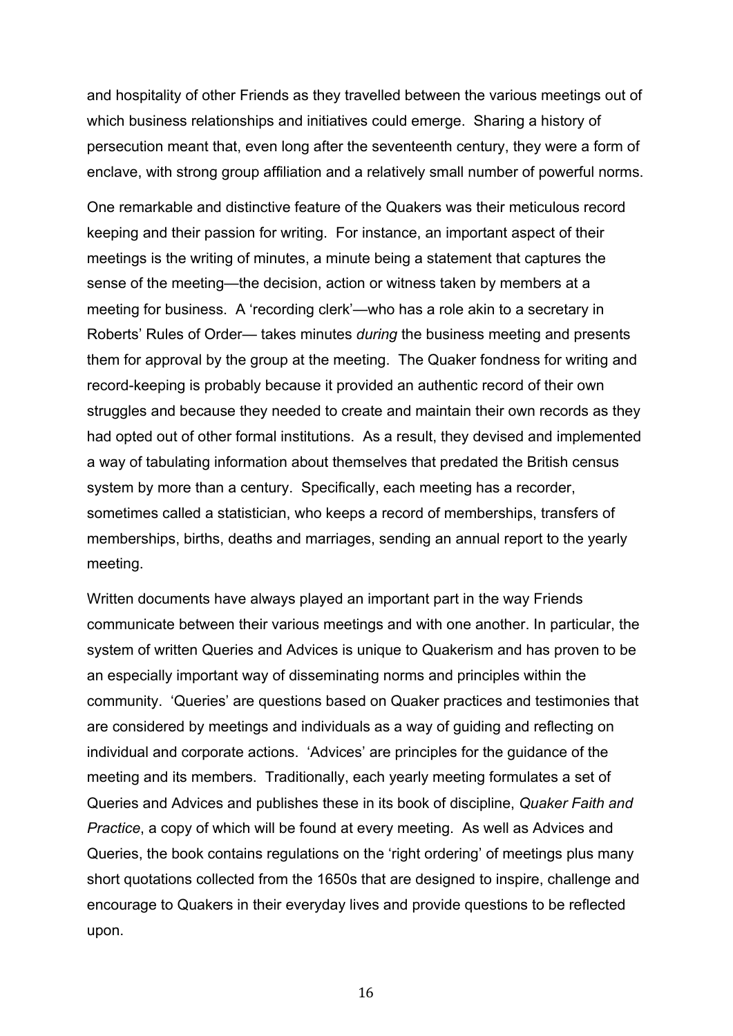and hospitality of other Friends as they travelled between the various meetings out of which business relationships and initiatives could emerge. Sharing a history of persecution meant that, even long after the seventeenth century, they were a form of enclave, with strong group affiliation and a relatively small number of powerful norms.

One remarkable and distinctive feature of the Quakers was their meticulous record keeping and their passion for writing. For instance, an important aspect of their meetings is the writing of minutes, a minute being a statement that captures the sense of the meeting—the decision, action or witness taken by members at a meeting for business. A 'recording clerk'—who has a role akin to a secretary in Roberts' Rules of Order— takes minutes *during* the business meeting and presents them for approval by the group at the meeting. The Quaker fondness for writing and record-keeping is probably because it provided an authentic record of their own struggles and because they needed to create and maintain their own records as they had opted out of other formal institutions. As a result, they devised and implemented a way of tabulating information about themselves that predated the British census system by more than a century. Specifically, each meeting has a recorder, sometimes called a statistician, who keeps a record of memberships, transfers of memberships, births, deaths and marriages, sending an annual report to the yearly meeting.

Written documents have always played an important part in the way Friends communicate between their various meetings and with one another. In particular, the system of written Queries and Advices is unique to Quakerism and has proven to be an especially important way of disseminating norms and principles within the community. 'Queries' are questions based on Quaker practices and testimonies that are considered by meetings and individuals as a way of guiding and reflecting on individual and corporate actions. 'Advices' are principles for the guidance of the meeting and its members. Traditionally, each yearly meeting formulates a set of Queries and Advices and publishes these in its book of discipline, *Quaker Faith and Practice*, a copy of which will be found at every meeting. As well as Advices and Queries, the book contains regulations on the 'right ordering' of meetings plus many short quotations collected from the 1650s that are designed to inspire, challenge and encourage to Quakers in their everyday lives and provide questions to be reflected upon.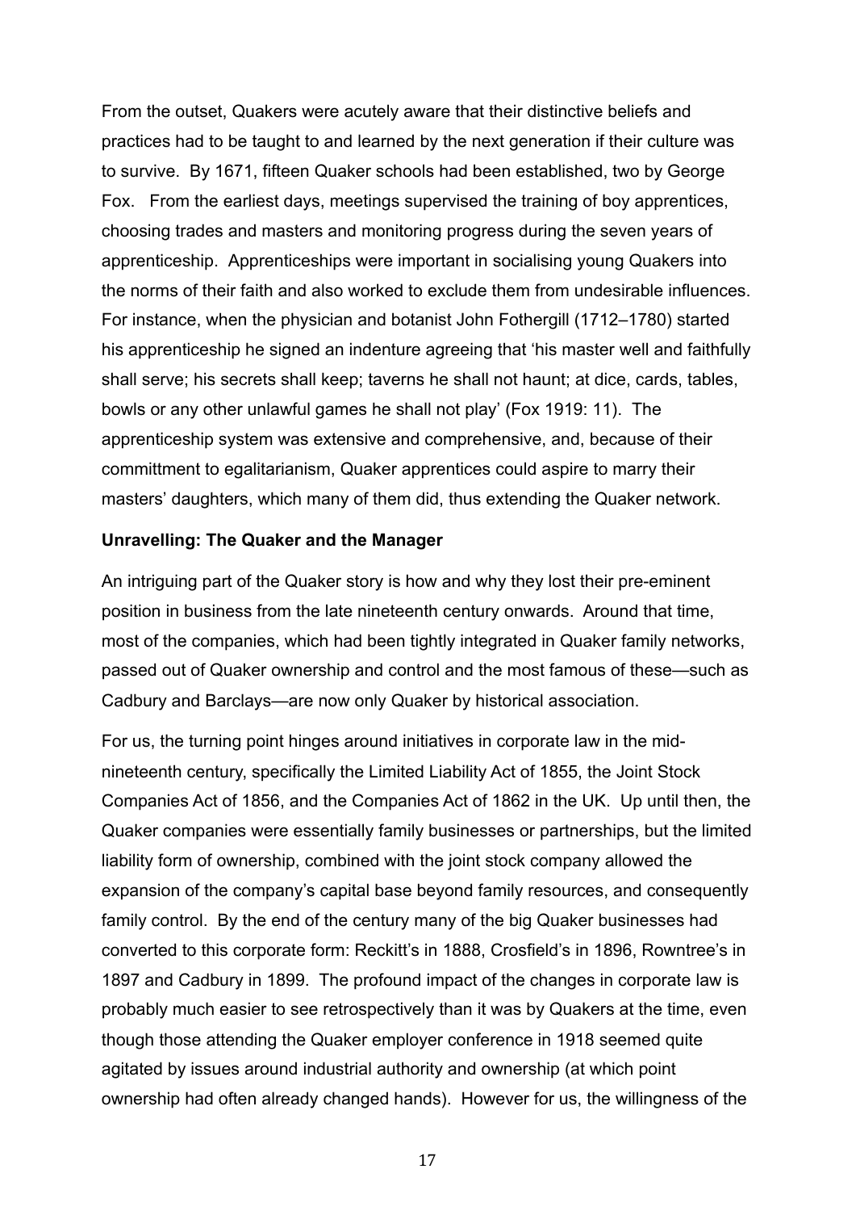From the outset, Quakers were acutely aware that their distinctive beliefs and practices had to be taught to and learned by the next generation if their culture was to survive. By 1671, fifteen Quaker schools had been established, two by George Fox. From the earliest days, meetings supervised the training of boy apprentices, choosing trades and masters and monitoring progress during the seven years of apprenticeship. Apprenticeships were important in socialising young Quakers into the norms of their faith and also worked to exclude them from undesirable influences. For instance, when the physician and botanist John Fothergill (1712–1780) started his apprenticeship he signed an indenture agreeing that 'his master well and faithfully shall serve; his secrets shall keep; taverns he shall not haunt; at dice, cards, tables, bowls or any other unlawful games he shall not play' (Fox 1919: 11). The apprenticeship system was extensive and comprehensive, and, because of their committment to egalitarianism, Quaker apprentices could aspire to marry their masters' daughters, which many of them did, thus extending the Quaker network.

### Unravelling: The Quaker and the Manager

An intriguing part of the Quaker story is how and why they lost their pre-eminent position in business from the late nineteenth century onwards. Around that time, most of the companies, which had been tightly integrated in Quaker family networks, passed out of Quaker ownership and control and the most famous of these—such as Cadbury and Barclays—are now only Quaker by historical association.

For us, the turning point hinges around initiatives in corporate law in the mid-nineteenth century, specifically the Limited Liability Act of 1855, the Joint Stock Companies Act of 1856, and the Companies Act of 1862 in the UK. Up until then, the Quaker companies were essentially family businesses or partnerships, but the limited liability form of ownership, combined with the joint stock company allowed the expansion of the company's capital base beyond family resources, and consequently family control. By the end of the century many of the big Quaker businesses had converted to this corporate form: Reckitt's in 1888, Crosfield's in 1896, Rowntree's in 1897 and Cadbury in 1899. The profound impact of the changes in corporate law is probably much easier to see retrospectively than it was by Quakers at the time, even though those attending the Quaker employer conference in 1918 seemed quite agitated by issues around industrial authority and ownership (at which point ownership had often already changed hands). However for us, the willingness of the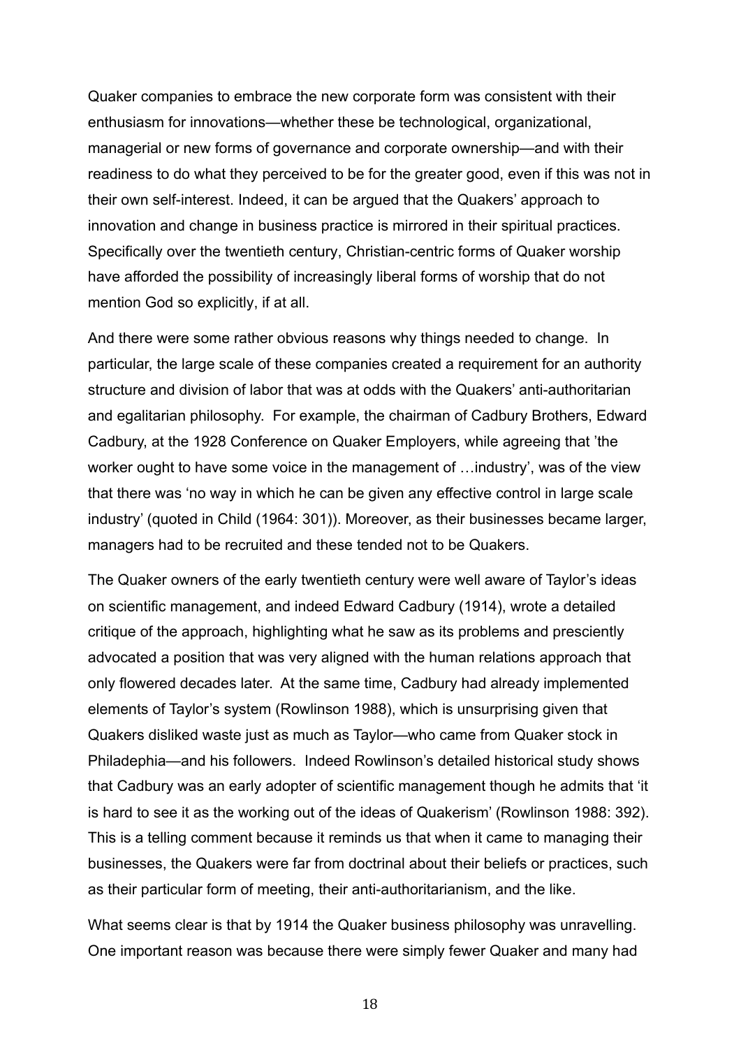Quaker companies to embrace the new corporate form was consistent with their enthusiasm for innovations—whether these be technological, organizational, managerial or new forms of governance and corporate ownership—and with their readiness to do what they perceived to be for the greater good, even if this was not in their own self-interest. Indeed, it can be argued that the Quakers' approach to innovation and change in business practice is mirrored in their spiritual practices. Specifically over the twentieth century, Christian-centric forms of Quaker worship have afforded the possibility of increasingly liberal forms of worship that do not mention God so explicitly, if at all.

And there were some rather obvious reasons why things needed to change. In particular, the large scale of these companies created a requirement for an authority structure and division of labor that was at odds with the Quakers' anti-authoritarian and egalitarian philosophy. For example, the chairman of Cadbury Brothers, Edward Cadbury, at the 1928 Conference on Quaker Employers, while agreeing that 'the worker ought to have some voice in the management of …industry', was of the view that there was 'no way in which he can be given any effective control in large scale industry' (quoted in Child (1964: 301)). Moreover, as their businesses became larger, managers had to be recruited and these tended not to be Quakers.

The Quaker owners of the early twentieth century were well aware of Taylor's ideas on scientific management, and indeed Edward Cadbury (1914), wrote a detailed critique of the approach, highlighting what he saw as its problems and presciently advocated a position that was very aligned with the human relations approach that only flowered decades later. At the same time, Cadbury had already implemented elements of Taylor's system (Rowlinson 1988), which is unsurprising given that Quakers disliked waste just as much as Taylor—who came from Quaker stock in Philadephia—and his followers. Indeed Rowlinson's detailed historical study shows that Cadbury was an early adopter of scientific management though he admits that 'it is hard to see it as the working out of the ideas of Quakerism' (Rowlinson 1988: 392). This is a telling comment because it reminds us that when it came to managing their businesses, the Quakers were far from doctrinal about their beliefs or practices, such as their particular form of meeting, their anti-authoritarianism, and the like.

What seems clear is that by 1914 the Quaker business philosophy was unravelling. One important reason was because there were simply fewer Quaker and many had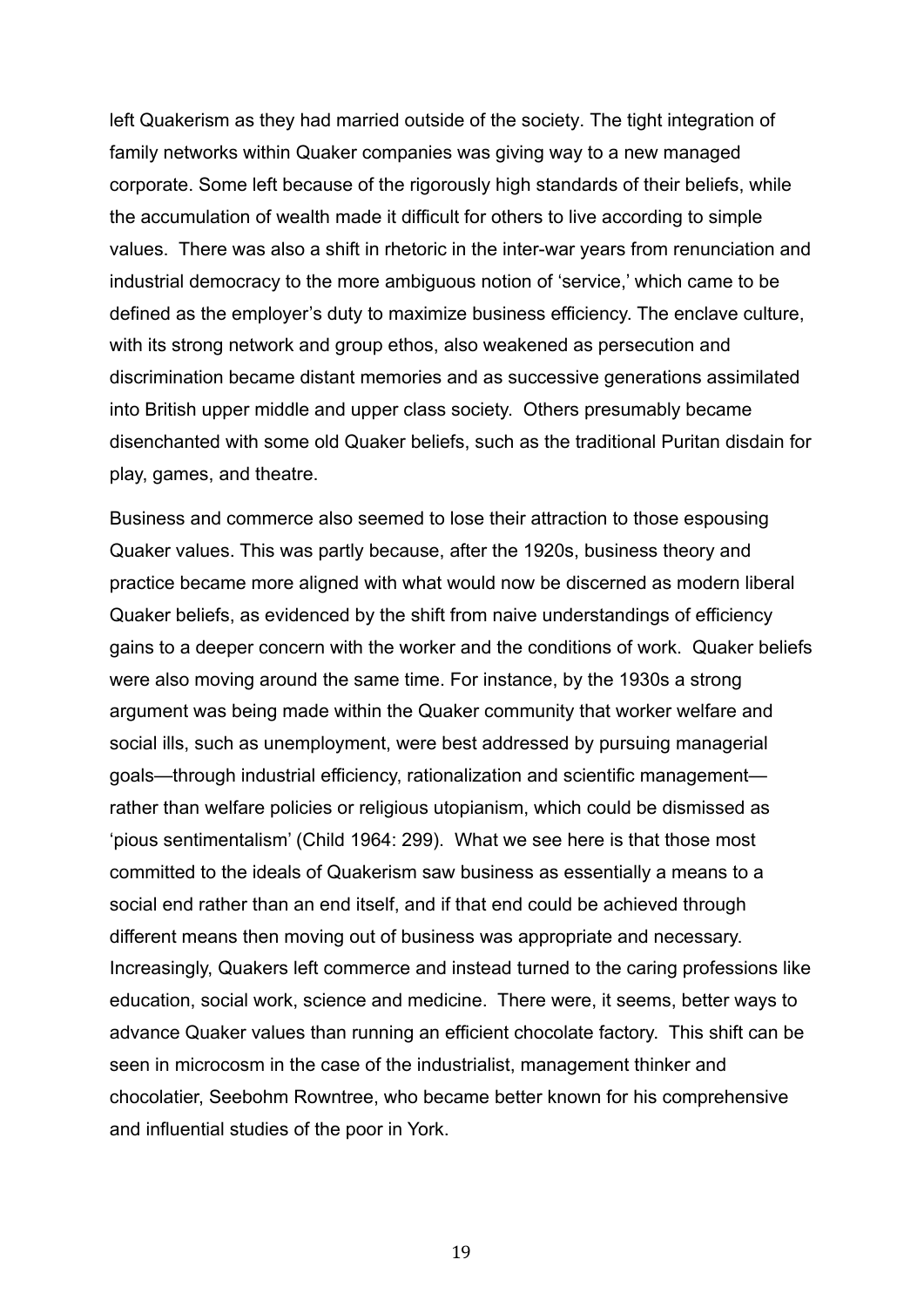left Quakerism as they had married outside of the society. The tight integration of family networks within Quaker companies was giving way to a new managed corporate. Some left because of the rigorously high standards of their beliefs, while the accumulation of wealth made it difficult for others to live according to simple values. There was also a shift in rhetoric in the inter-war years from renunciation and industrial democracy to the more ambiguous notion of 'service,' which came to be defined as the employer's duty to maximize business efficiency. The enclave culture, with its strong network and group ethos, also weakened as persecution and discrimination became distant memories and as successive generations assimilated into British upper middle and upper class society. Others presumably became disenchanted with some old Quaker beliefs, such as the traditional Puritan disdain for play, games, and theatre.

Business and commerce also seemed to lose their attraction to those espousing Quaker values. This was partly because, after the 1920s, business theory and practice became more aligned with what would now be discerned as modern liberal Quaker beliefs, as evidenced by the shift from naive understandings of efficiency gains to a deeper concern with the worker and the conditions of work. Quaker beliefs were also moving around the same time. For instance, by the 1930s a strong argument was being made within the Quaker community that worker welfare and social ills, such as unemployment, were best addressed by pursuing managerial goals—through industrial efficiency, rationalization and scientific management—rather than welfare policies or religious utopianism, which could be dismissed as 'pious sentimentalism' (Child 1964: 299). What we see here is that those most committed to the ideals of Quakerism saw business as essentially a means to a social end rather than an end itself, and if that end could be achieved through different means then moving out of business was appropriate and necessary. Increasingly, Quakers left commerce and instead turned to the caring professions like education, social work, science and medicine. There were, it seems, better ways to advance Quaker values than running an efficient chocolate factory. This shift can be seen in microcosm in the case of the industrialist, management thinker and chocolatier, Seebohm Rowntree, who became better known for his comprehensive and influential studies of the poor in York.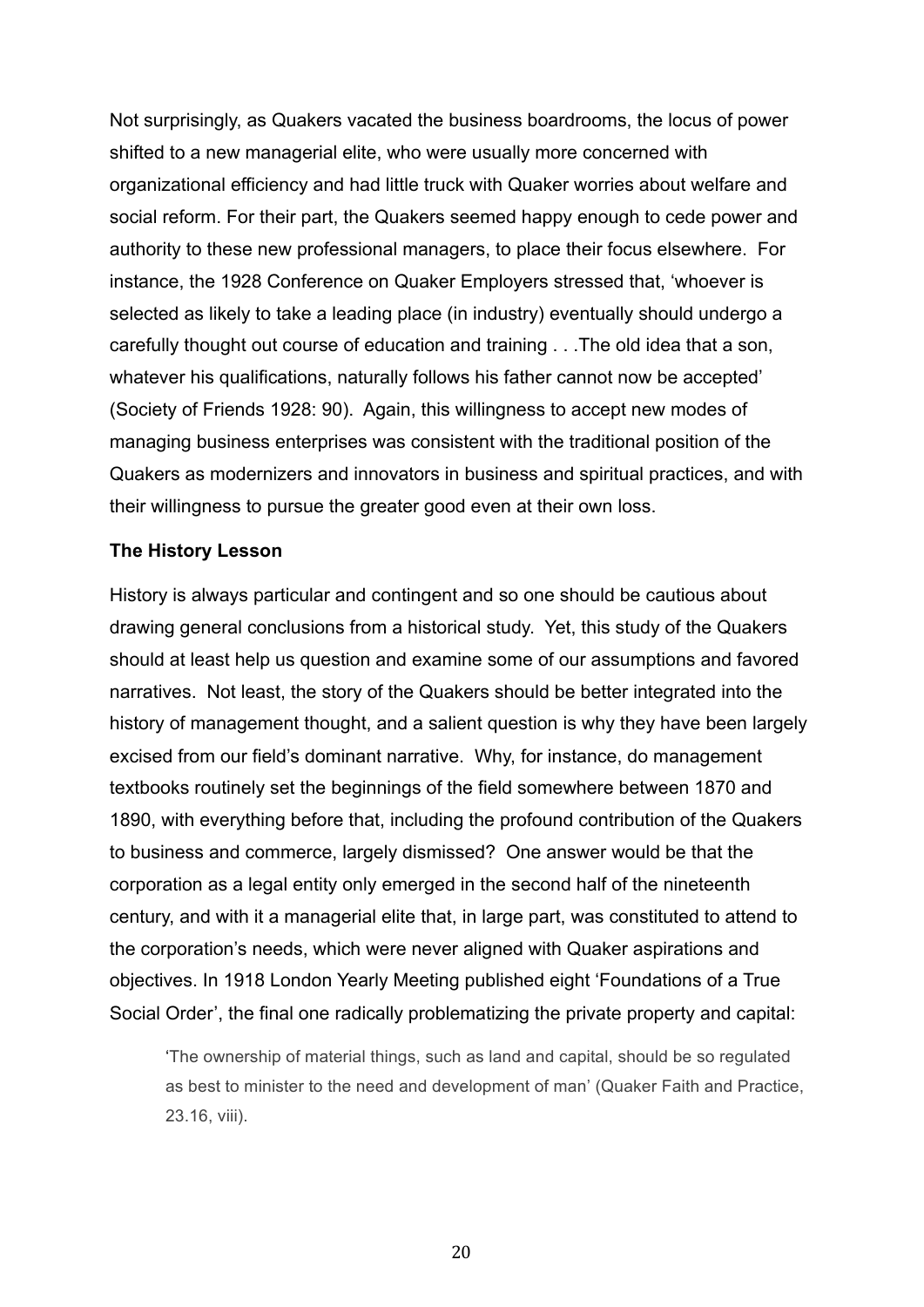Not surprisingly, as Quakers vacated the business boardrooms, the locus of power shifted to a new managerial elite, who were usually more concerned with organizational efficiency and had little truck with Quaker worries about welfare and social reform. For their part, the Quakers seemed happy enough to cede power and authority to these new professional managers, to place their focus elsewhere. For instance, the 1928 Conference on Quaker Employers stressed that, 'whoever is selected as likely to take a leading place (in industry) eventually should undergo a carefully thought out course of education and training . . .The old idea that a son, whatever his qualifications, naturally follows his father cannot now be accepted' (Society of Friends 1928: 90). Again, this willingness to accept new modes of managing business enterprises was consistent with the traditional position of the Quakers as modernizers and innovators in business and spiritual practices, and with their willingness to pursue the greater good even at their own loss.

**The History Lesson**

History is always particular and contingent and so one should be cautious about drawing general conclusions from a historical study. Yet, this study of the Quakers should at least help us question and examine some of our assumptions and favored narratives. Not least, the story of the Quakers should be better integrated into the history of management thought, and a salient question is why they have been largely excised from our field's dominant narrative. Why, for instance, do management textbooks routinely set the beginnings of the field somewhere between 1870 and 1890, with everything before that, including the profound contribution of the Quakers to business and commerce, largely dismissed? One answer would be that the corporation as a legal entity only emerged in the second half of the nineteenth century, and with it a managerial elite that, in large part, was constituted to attend to the corporation's needs, which were never aligned with Quaker aspirations and objectives. In 1918 London Yearly Meeting published eight 'Foundations of a True Social Order', the final one radically problematizing the private property and capital:

> 'The ownership of material things, such as land and capital, should be so regulated as best to minister to the need and development of man' (Quaker Faith and Practice, 23.16, viii).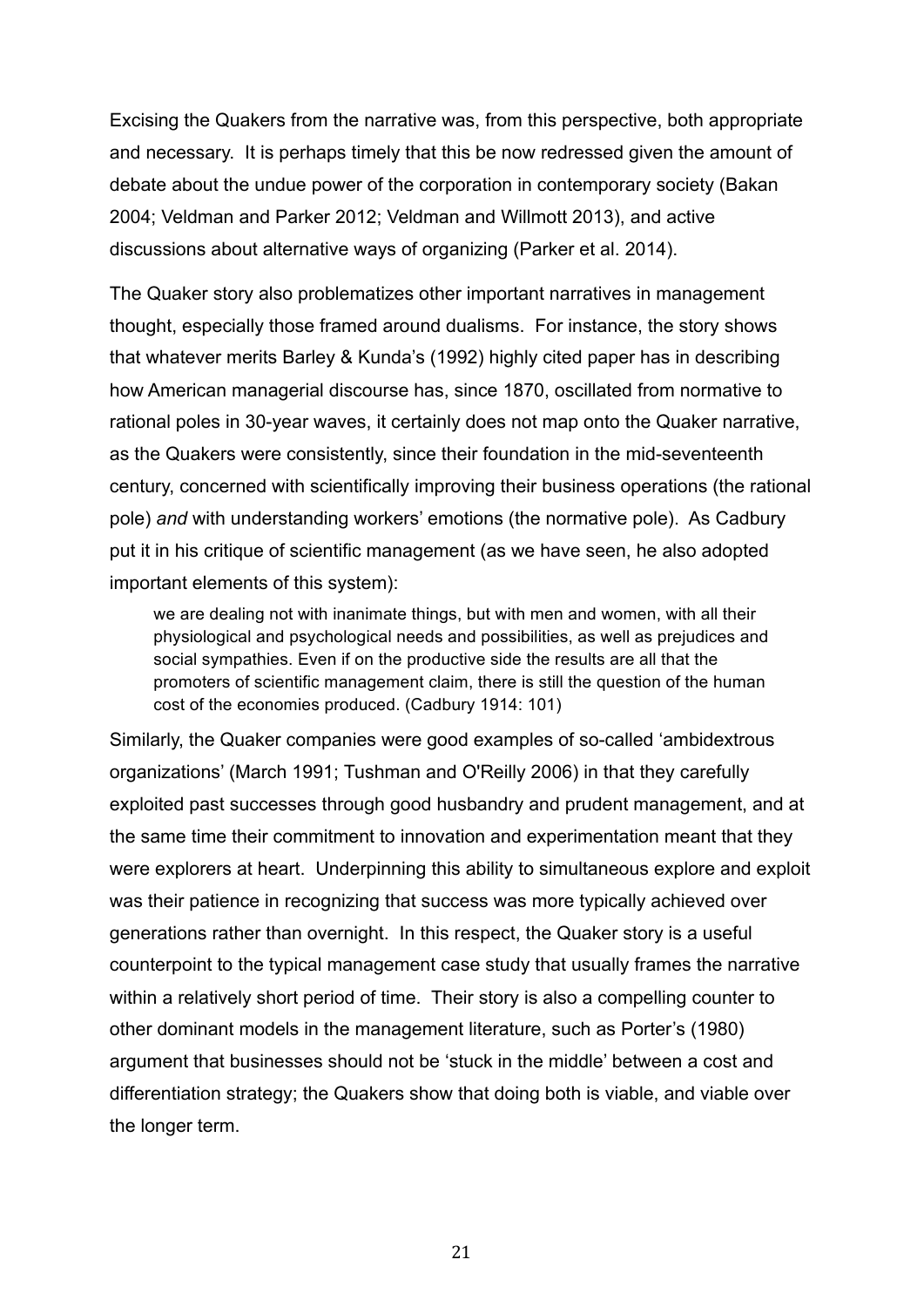Excising the Quakers from the narrative was, from this perspective, both appropriate and necessary. It is perhaps timely that this be now redressed given the amount of debate about the undue power of the corporation in contemporary society (Bakan 2004; Veldman and Parker 2012; Veldman and Willmott 2013), and active discussions about alternative ways of organizing (Parker et al. 2014).

The Quaker story also problematizes other important narratives in management thought, especially those framed around dualisms. For instance, the story shows that whatever merits Barley & Kunda's (1992) highly cited paper has in describing how American managerial discourse has, since 1870, oscillated from normative to rational poles in 30-year waves, it certainly does not map onto the Quaker narrative, as the Quakers were consistently, since their foundation in the mid-seventeenth century, concerned with scientifically improving their business operations (the rational pole) *and* with understanding workers' emotions (the normative pole). As Cadbury put it in his critique of scientific management (as we have seen, he also adopted important elements of this system):

> we are dealing not with inanimate things, but with men and women, with all their physiological and psychological needs and possibilities, as well as prejudices and social sympathies. Even if on the productive side the results are all that the promoters of scientific management claim, there is still the question of the human cost of the economies produced. (Cadbury 1914: 101)

Similarly, the Quaker companies were good examples of so-called 'ambidextrous organizations' (March 1991; Tushman and O'Reilly 2006) in that they carefully exploited past successes through good husbandry and prudent management, and at the same time their commitment to innovation and experimentation meant that they were explorers at heart. Underpinning this ability to simultaneous explore and exploit was their patience in recognizing that success was more typically achieved over generations rather than overnight. In this respect, the Quaker story is a useful counterpoint to the typical management case study that usually frames the narrative within a relatively short period of time. Their story is also a compelling counter to other dominant models in the management literature, such as Porter's (1980) argument that businesses should not be 'stuck in the middle' between a cost and differentiation strategy; the Quakers show that doing both is viable, and viable over the longer term.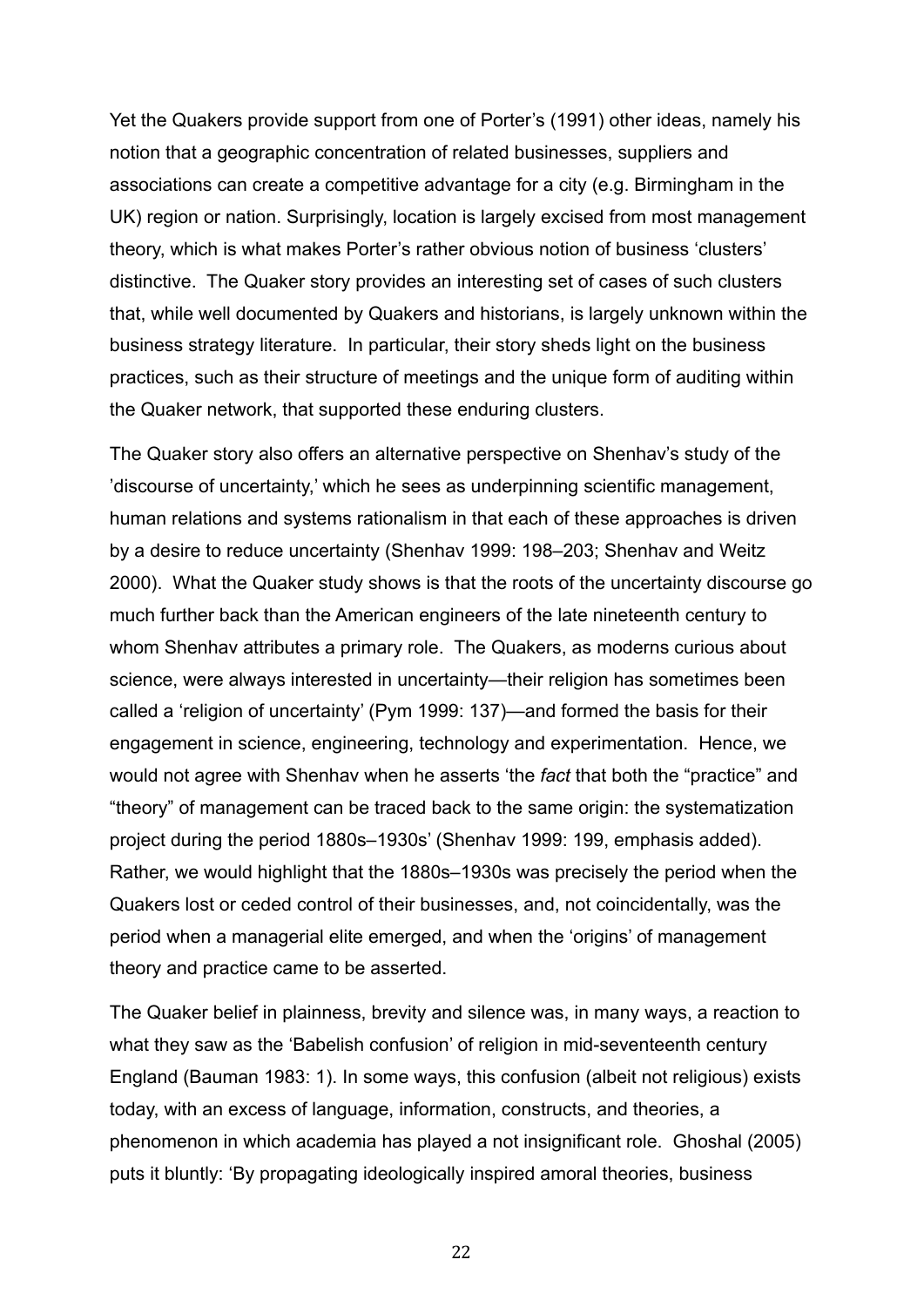Yet the Quakers provide support from one of Porter's (1991) other ideas, namely his notion that a geographic concentration of related businesses, suppliers and associations can create a competitive advantage for a city (e.g. Birmingham in the UK) region or nation. Surprisingly, location is largely excised from most management theory, which is what makes Porter's rather obvious notion of business 'clusters' distinctive. The Quaker story provides an interesting set of cases of such clusters that, while well documented by Quakers and historians, is largely unknown within the business strategy literature. In particular, their story sheds light on the business practices, such as their structure of meetings and the unique form of auditing within the Quaker network, that supported these enduring clusters.

The Quaker story also offers an alternative perspective on Shenhav's study of the 'discourse of uncertainty,' which he sees as underpinning scientific management, human relations and systems rationalism in that each of these approaches is driven by a desire to reduce uncertainty (Shenhav 1999: 198–203; Shenhav and Weitz 2000). What the Quaker study shows is that the roots of the uncertainty discourse go much further back than the American engineers of the late nineteenth century to whom Shenhav attributes a primary role. The Quakers, as moderns curious about science, were always interested in uncertainty—their religion has sometimes been called a 'religion of uncertainty' (Pym 1999: 137)—and formed the basis for their engagement in science, engineering, technology and experimentation. Hence, we would not agree with Shenhav when he asserts 'the *fact* that both the "practice" and "theory" of management can be traced back to the same origin: the systematization project during the period 1880s–1930s' (Shenhav 1999: 199, emphasis added). Rather, we would highlight that the 1880s–1930s was precisely the period when the Quakers lost or ceded control of their businesses, and, not coincidentally, was the period when a managerial elite emerged, and when the 'origins' of management theory and practice came to be asserted.

The Quaker belief in plainness, brevity and silence was, in many ways, a reaction to what they saw as the 'Babelish confusion' of religion in mid-seventeenth century England (Bauman 1983: 1). In some ways, this confusion (albeit not religious) exists today, with an excess of language, information, constructs, and theories, a phenomenon in which academia has played a not insignificant role. Ghoshal (2005) puts it bluntly: 'By propagating ideologically inspired amoral theories, business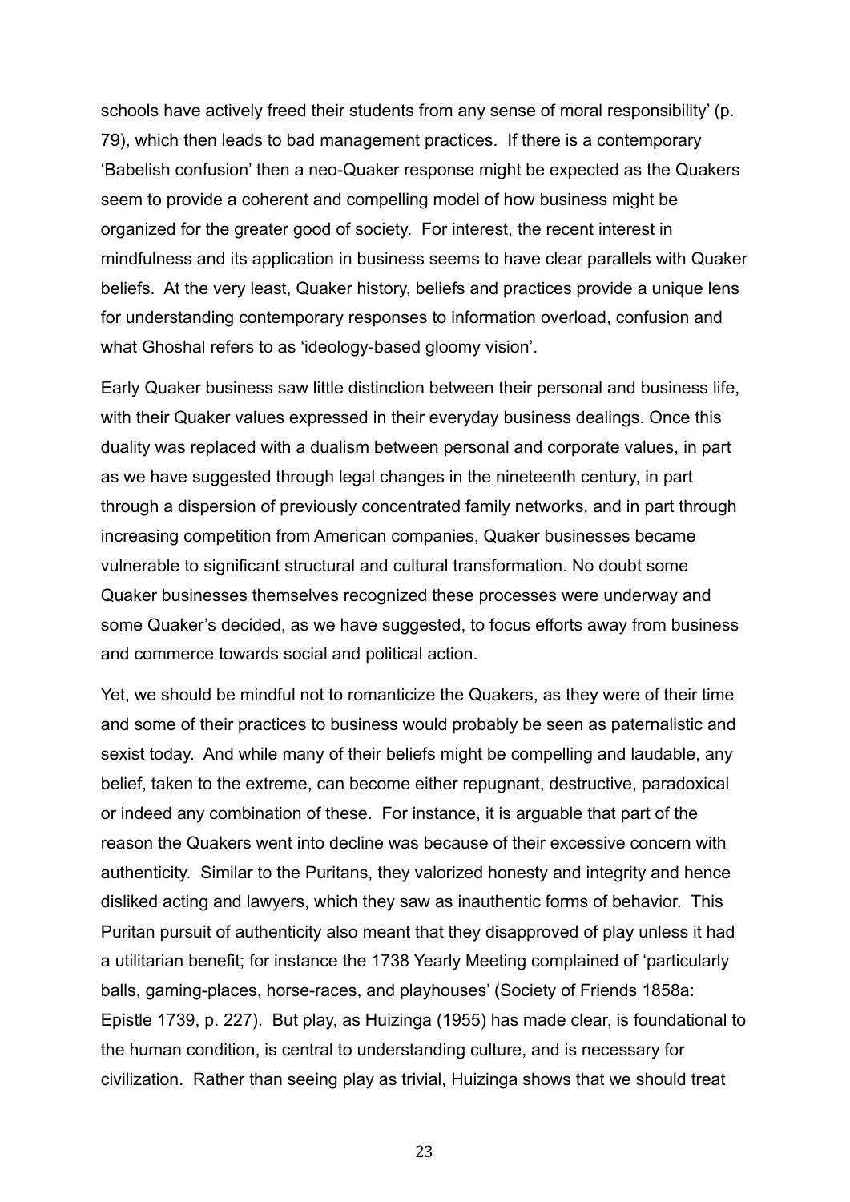schools have actively freed their students from any sense of moral responsibility' (p. 79), which then leads to bad management practices. If there is a contemporary 'Babelish confusion' then a neo-Quaker response might be expected as the Quakers seem to provide a coherent and compelling model of how business might be organized for the greater good of society. For interest, the recent interest in mindfulness and its application in business seems to have clear parallels with Quaker beliefs. At the very least, Quaker history, beliefs and practices provide a unique lens for understanding contemporary responses to information overload, confusion and what Ghoshal refers to as 'ideology-based gloomy vision'.

Early Quaker business saw little distinction between their personal and business life, with their Quaker values expressed in their everyday business dealings. Once this duality was replaced with a dualism between personal and corporate values, in part as we have suggested through legal changes in the nineteenth century, in part through a dispersion of previously concentrated family networks, and in part through increasing competition from American companies, Quaker businesses became vulnerable to significant structural and cultural transformation. No doubt some Quaker businesses themselves recognized these processes were underway and some Quaker's decided, as we have suggested, to focus efforts away from business and commerce towards social and political action.

Yet, we should be mindful not to romanticize the Quakers, as they were of their time and some of their practices to business would probably be seen as paternalistic and sexist today. And while many of their beliefs might be compelling and laudable, any belief, taken to the extreme, can become either repugnant, destructive, paradoxical or indeed any combination of these. For instance, it is arguable that part of the reason the Quakers went into decline was because of their excessive concern with authenticity. Similar to the Puritans, they valorized honesty and integrity and hence disliked acting and lawyers, which they saw as inauthentic forms of behavior. This Puritan pursuit of authenticity also meant that they disapproved of play unless it had a utilitarian benefit; for instance the 1738 Yearly Meeting complained of 'particularly balls, gaming-places, horse-races, and playhouses' (Society of Friends 1858a: Epistle 1739, p. 227). But play, as Huizinga (1955) has made clear, is foundational to the human condition, is central to understanding culture, and is necessary for civilization. Rather than seeing play as trivial, Huizinga shows that we should treat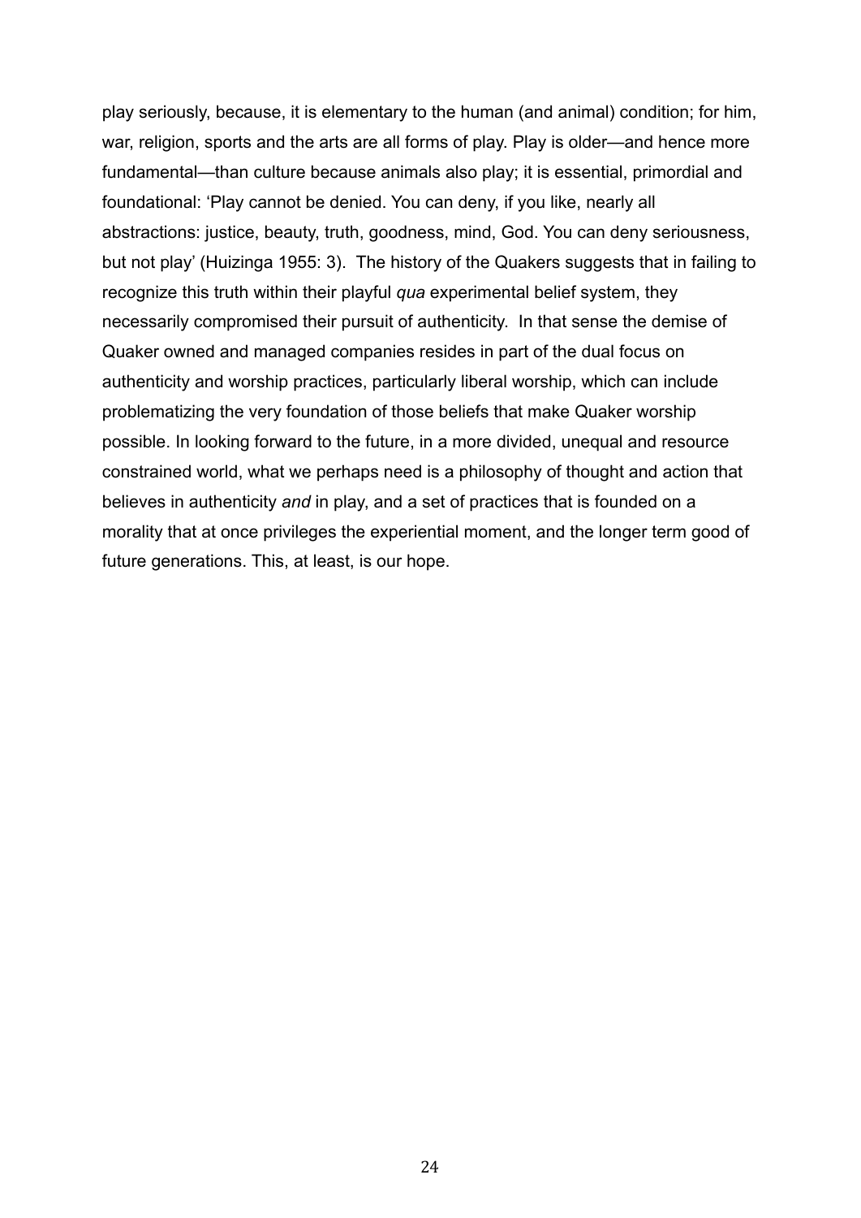play seriously, because, it is elementary to the human (and animal) condition; for him, war, religion, sports and the arts are all forms of play. Play is older—and hence more fundamental—than culture because animals also play; it is essential, primordial and foundational: 'Play cannot be denied. You can deny, if you like, nearly all abstractions: justice, beauty, truth, goodness, mind, God. You can deny seriousness, but not play' (Huizinga 1955: 3). The history of the Quakers suggests that in failing to recognize this truth within their playful *qua* experimental belief system, they necessarily compromised their pursuit of authenticity. In that sense the demise of Quaker owned and managed companies resides in part of the dual focus on authenticity and worship practices, particularly liberal worship, which can include problematizing the very foundation of those beliefs that make Quaker worship possible. In looking forward to the future, in a more divided, unequal and resource constrained world, what we perhaps need is a philosophy of thought and action that believes in authenticity *and* in play, and a set of practices that is founded on a morality that at once privileges the experiential moment, and the longer term good of future generations. This, at least, is our hope.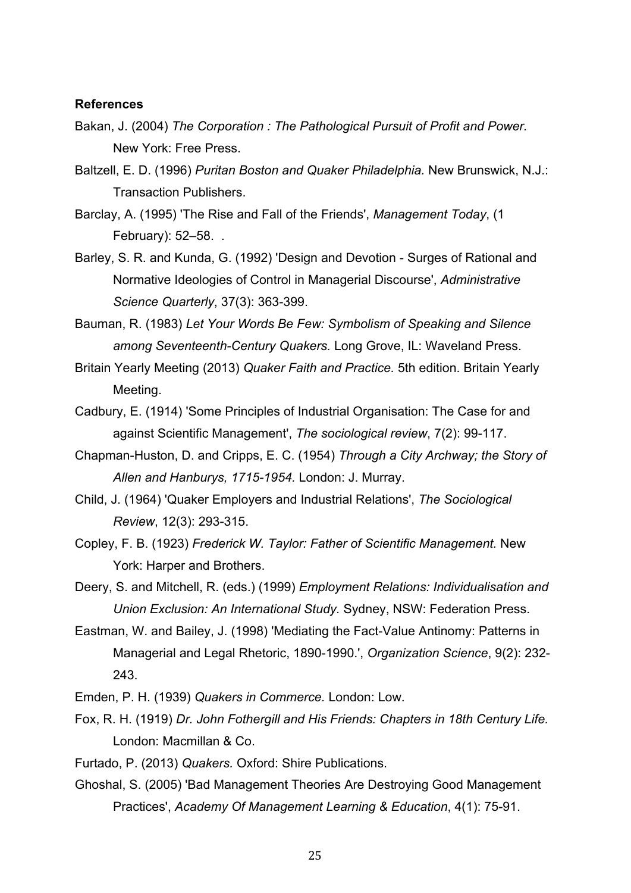**References**

Bakan, J. (2004) *The Corporation : The Pathological Pursuit of Profit and Power.* New York: Free Press.

Baltzell, E. D. (1996) *Puritan Boston and Quaker Philadelphia.* New Brunswick, N.J.: Transaction Publishers.

Barclay, A. (1995) 'The Rise and Fall of the Friends', *Management Today*, (1 February): 52–58. .

Barley, S. R. and Kunda, G. (1992) 'Design and Devotion - Surges of Rational and Normative Ideologies of Control in Managerial Discourse', *Administrative Science Quarterly*, 37(3): 363-399.

Bauman, R. (1983) *Let Your Words Be Few: Symbolism of Speaking and Silence among Seventeenth-Century Quakers.* Long Grove, IL: Waveland Press.

Britain Yearly Meeting (2013) *Quaker Faith and Practice.* 5th edition. Britain Yearly Meeting.

Cadbury, E. (1914) 'Some Principles of Industrial Organisation: The Case for and against Scientific Management', *The sociological review*, 7(2): 99-117.

Chapman-Huston, D. and Cripps, E. C. (1954) *Through a City Archway; the Story of Allen and Hanburys, 1715-1954.* London: J. Murray.

Child, J. (1964) 'Quaker Employers and Industrial Relations', *The Sociological Review*, 12(3): 293-315.

Copley, F. B. (1923) *Frederick W. Taylor: Father of Scientific Management.* New York: Harper and Brothers.

Deery, S. and Mitchell, R. (eds.) (1999) *Employment Relations: Individualisation and Union Exclusion: An International Study.* Sydney, NSW: Federation Press.

Eastman, W. and Bailey, J. (1998) 'Mediating the Fact-Value Antinomy: Patterns in Managerial and Legal Rhetoric, 1890-1990.', *Organization Science*, 9(2): 232-243.

Emden, P. H. (1939) *Quakers in Commerce.* London: Low.

Fox, R. H. (1919) *Dr. John Fothergill and His Friends: Chapters in 18th Century Life.* London: Macmillan & Co.

Furtado, P. (2013) *Quakers.* Oxford: Shire Publications.

Ghoshal, S. (2005) 'Bad Management Theories Are Destroying Good Management Practices', *Academy Of Management Learning & Education*, 4(1): 75-91.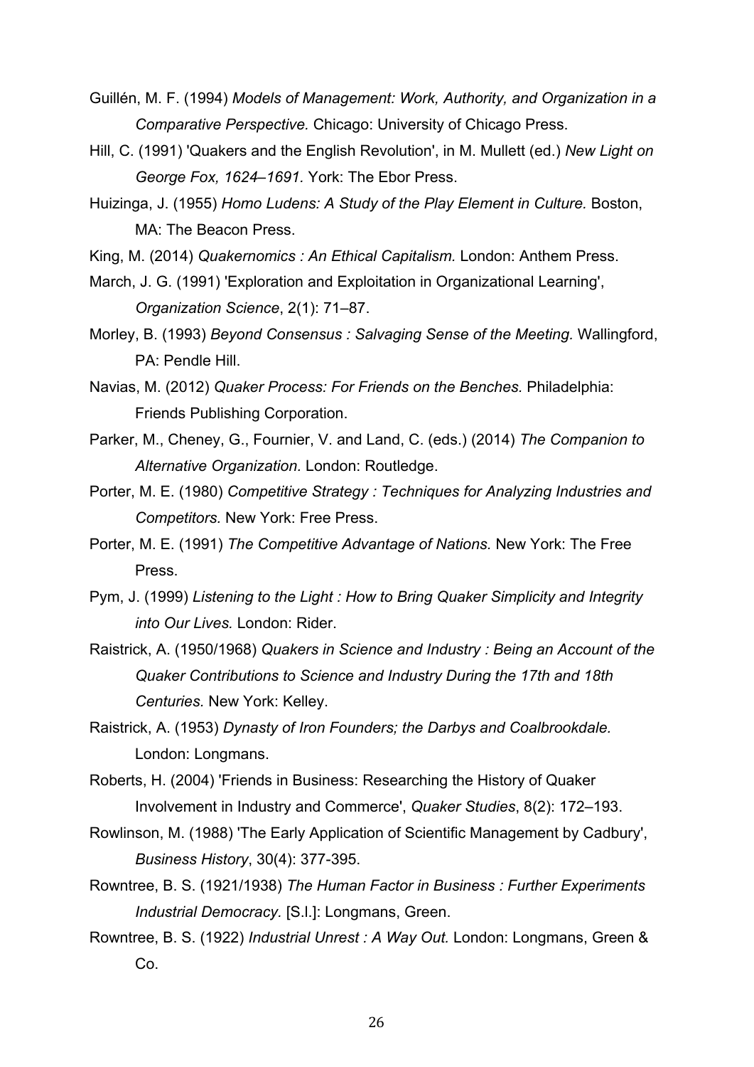Guillén, M. F. (1994) *Models of Management: Work, Authority, and Organization in a Comparative Perspective.* Chicago: University of Chicago Press.

Hill, C. (1991) 'Quakers and the English Revolution', in M. Mullett (ed.) *New Light on George Fox, 1624–1691.* York: The Ebor Press.

Huizinga, J. (1955) *Homo Ludens: A Study of the Play Element in Culture.* Boston, MA: The Beacon Press.

King, M. (2014) *Quakernomics : An Ethical Capitalism.* London: Anthem Press.

March, J. G. (1991) 'Exploration and Exploitation in Organizational Learning', *Organization Science*, 2(1): 71–87.

Morley, B. (1993) *Beyond Consensus : Salvaging Sense of the Meeting.* Wallingford, PA: Pendle Hill.

Navias, M. (2012) *Quaker Process: For Friends on the Benches*. Philadelphia: Friends Publishing Corporation.

Parker, M., Cheney, G., Fournier, V. and Land, C. (eds.) (2014) *The Companion to Alternative Organization.* London: Routledge.

Porter, M. E. (1980) *Competitive Strategy : Techniques for Analyzing Industries and Competitors.* New York: Free Press.

Porter, M. E. (1991) *The Competitive Advantage of Nations.* New York: The Free Press.

Pym, J. (1999) *Listening to the Light : How to Bring Quaker Simplicity and Integrity into Our Lives.* London: Rider.

Raistrick, A. (1950/1968) *Quakers in Science and Industry : Being an Account of the Quaker Contributions to Science and Industry During the 17th and 18th Centuries.* New York: Kelley.

Raistrick, A. (1953) *Dynasty of Iron Founders; the Darbys and Coalbrookdale.* London: Longmans.

Roberts, H. (2004) 'Friends in Business: Researching the History of Quaker Involvement in Industry and Commerce', *Quaker Studies*, 8(2): 172–193.

Rowlinson, M. (1988) 'The Early Application of Scientific Management by Cadbury', *Business History*, 30(4): 377-395.

Rowntree, B. S. (1921/1938) *The Human Factor in Business : Further Experiments Industrial Democracy.* [S.l.]: Longmans, Green.

Rowntree, B. S. (1922) *Industrial Unrest : A Way Out.* London: Longmans, Green & Co.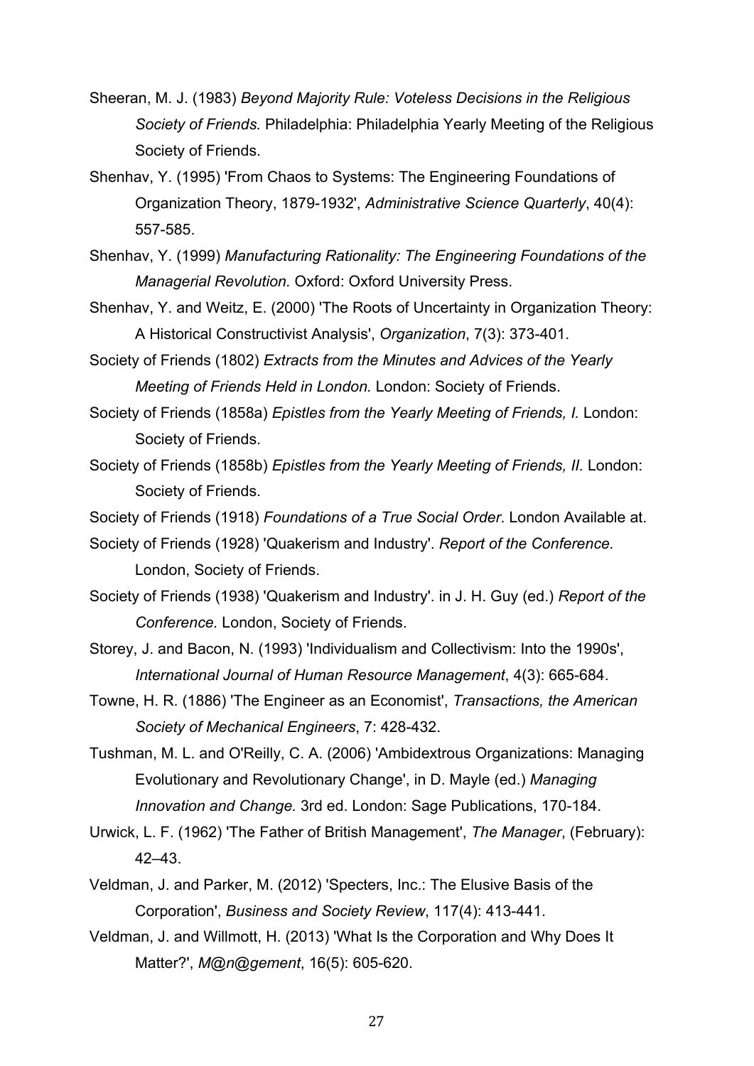Sheeran, M. J. (1983) *Beyond Majority Rule: Voteless Decisions in the Religious Society of Friends.* Philadelphia: Philadelphia Yearly Meeting of the Religious Society of Friends.

Shenhav, Y. (1995) 'From Chaos to Systems: The Engineering Foundations of Organization Theory, 1879-1932', *Administrative Science Quarterly*, 40(4): 557-585.

Shenhav, Y. (1999) *Manufacturing Rationality: The Engineering Foundations of the Managerial Revolution.* Oxford: Oxford University Press.

Shenhav, Y. and Weitz, E. (2000) 'The Roots of Uncertainty in Organization Theory: A Historical Constructivist Analysis', *Organization*, 7(3): 373-401.

Society of Friends (1802) *Extracts from the Minutes and Advices of the Yearly Meeting of Friends Held in London.* London: Society of Friends.

Society of Friends (1858a) *Epistles from the Yearly Meeting of Friends, I.* London: Society of Friends.

Society of Friends (1858b) *Epistles from the Yearly Meeting of Friends, II.* London: Society of Friends.

Society of Friends (1918) *Foundations of a True Social Order*. London Available at.

Society of Friends (1928) 'Quakerism and Industry'. *Report of the Conference.* London, Society of Friends.

Society of Friends (1938) 'Quakerism and Industry'. in J. H. Guy (ed.) *Report of the Conference.* London, Society of Friends.

Storey, J. and Bacon, N. (1993) 'Individualism and Collectivism: Into the 1990s', *International Journal of Human Resource Management*, 4(3): 665-684.

Towne, H. R. (1886) 'The Engineer as an Economist', *Transactions, the American Society of Mechanical Engineers*, 7: 428-432.

Tushman, M. L. and O'Reilly, C. A. (2006) 'Ambidextrous Organizations: Managing Evolutionary and Revolutionary Change', in D. Mayle (ed.) *Managing Innovation and Change.* 3rd ed. London: Sage Publications, 170-184.

Urwick, L. F. (1962) 'The Father of British Management', *The Manager*, (February): 42–43.

Veldman, J. and Parker, M. (2012) 'Specters, Inc.: The Elusive Basis of the Corporation', *Business and Society Review*, 117(4): 413-441.

Veldman, J. and Willmott, H. (2013) 'What Is the Corporation and Why Does It Matter?', *M@n@gement*, 16(5): 605-620.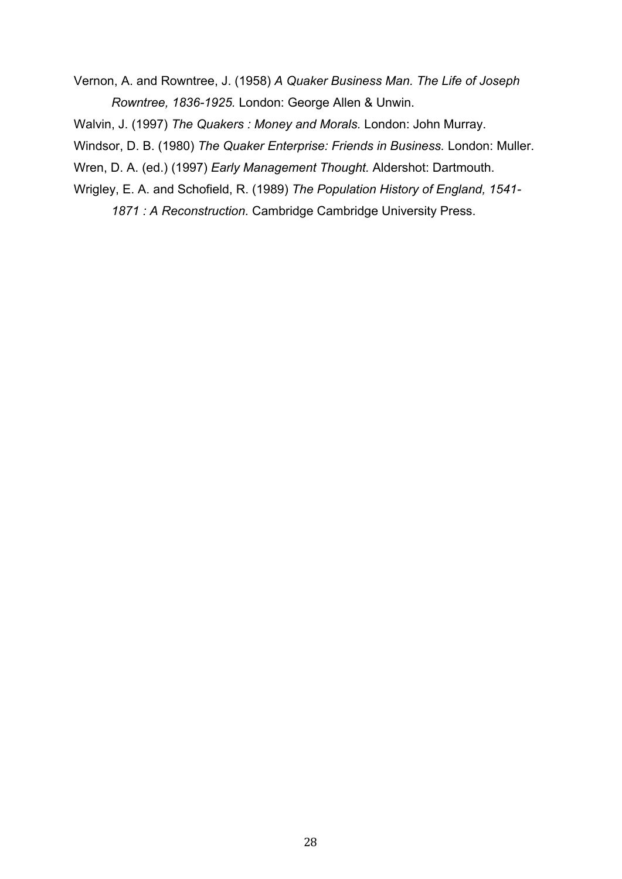Vernon, A. and Rowntree, J. (1958) *A Quaker Business Man. The Life of Joseph Rowntree, 1836-1925.* London: George Allen & Unwin.

Walvin, J. (1997) *The Quakers : Money and Morals.* London: John Murray.

Windsor, D. B. (1980) *The Quaker Enterprise: Friends in Business.* London: Muller.

Wren, D. A. (ed.) (1997) *Early Management Thought.* Aldershot: Dartmouth.

Wrigley, E. A. and Schofield, R. (1989) *The Population History of England, 1541-1871 : A Reconstruction.* Cambridge Cambridge University Press.